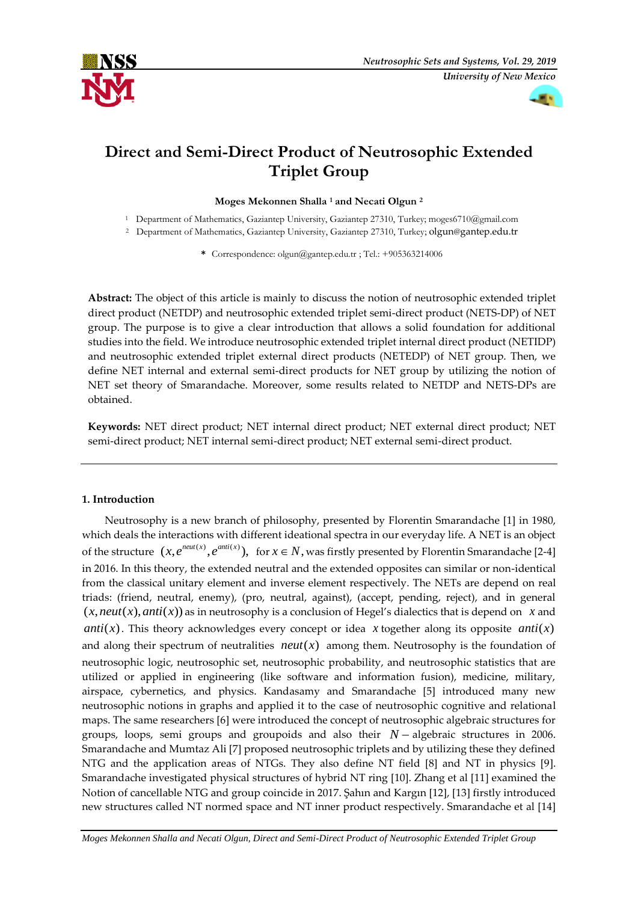# Direct and Semi-Direct Product of Neutrosophic Extended Triplet Group

**Moges Mekonnen Shalla [1] and Necati Olgun [2]**

[1] Department of Mathematics, Gaziantep University, Gaziantep 27310, Turkey; moges6710@gmail.com
[2] Department of Mathematics, Gaziantep University, Gaziantep 27310, Turkey; olgun@gantep.edu.tr

* Correspondence: olgun@gantep.edu.tr ; Tel.: +905363214006

**Abstract:** The object of this article is mainly to discuss the notion of neutrosophic extended triplet direct product (NETDP) and neutrosophic extended triplet semi-direct product (NETS-DP) of NET group. The purpose is to give a clear introduction that allows a solid foundation for additional studies into the field. We introduce neutrosophic extended triplet internal direct product (NETIDP) and neutrosophic extended triplet external direct products (NETEDP) of NET group. Then, we define NET internal and external semi-direct products for NET group by utilizing the notion of NET set theory of Smarandache. Moreover, some results related to NETDP and NETS-DPs are obtained.

**Keywords:** NET direct product; NET internal direct product; NET external direct product; NET semi-direct product; NET internal semi-direct product; NET external semi-direct product.

## 1. Introduction

Neutrosophy is a new branch of philosophy, presented by Florentin Smarandache [1] in 1980, which deals the interactions with different ideational spectra in our everyday life. A NET is an object of the structure $(x, e^{neut(x)}, e^{anti(x)})$, for $x \in N$, was firstly presented by Florentin Smarandache [2-4] in 2016. In this theory, the extended neutral and the extended opposites can similar or non-identical from the classical unitary element and inverse element respectively. The NETs are depend on real triads: (friend, neutral, enemy), (pro, neutral, against), (accept, pending, reject), and in general $(x, neut(x), anti(x))$ as in neutrosophy is a conclusion of Hegel's dialectics that is depend on $x$ and $anti(x)$. This theory acknowledges every concept or idea $x$ together along its opposite $anti(x)$ and along their spectrum of neutralities $neut(x)$ among them. Neutrosophy is the foundation of neutrosophic logic, neutrosophic probability, and neutrosophic statistics that are utilized or applied in engineering (like software and information fusion), medicine, military, airspace, cybernetics, and physics. Kandasamy and Smarandache [5] introduced many new neutrosophic notions in graphs and applied it to the case of neutrosophic cognitive and relational maps. The same researchers [6] were introduced the concept of neutrosophic algebraic structures for groups, loops, semi groups and groupoids and also their $N-$algebraic structures in 2006. Smarandache and Mumtaz Ali [7] proposed neutrosophic triplets and by utilizing these they defined NTG and the application areas of NTGs. They also define NT field [8] and NT in physics [9]. Smarandache investigated physical structures of hybrid NT ring [10]. Zhang et al [11] examined the Notion of cancellable NTG and group coincide in 2017. Şahın and Kargın [12], [13] firstly introduced new structures called NT normed space and NT inner product respectively. Smarandache et al [14]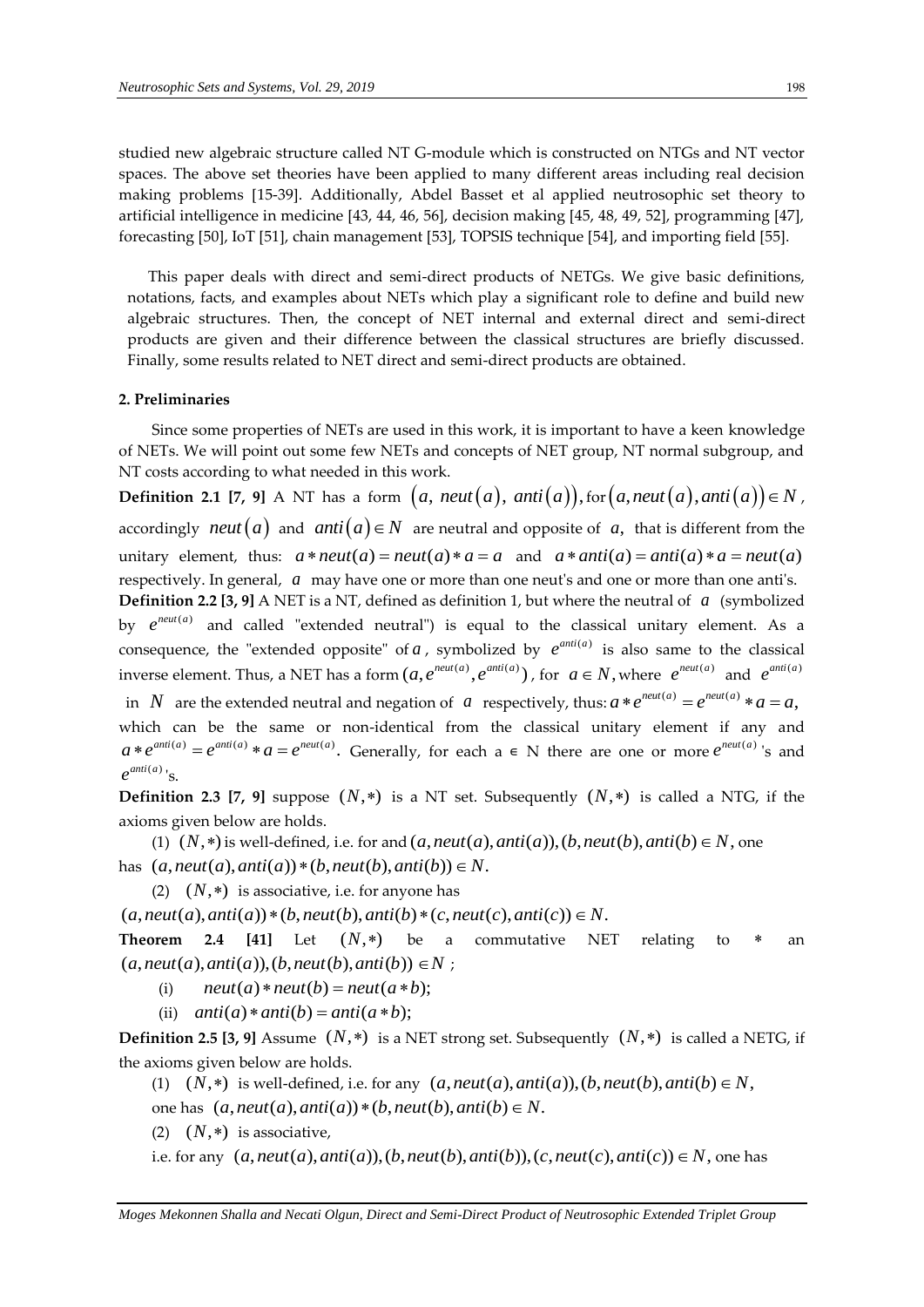studied new algebraic structure called NT G-module which is constructed on NTGs and NT vector spaces. The above set theories have been applied to many different areas including real decision making problems [15-39]. Additionally, Abdel Basset et al applied neutrosophic set theory to artificial intelligence in medicine [43, 44, 46, 56], decision making [45, 48, 49, 52], programming [47], forecasting [50], IoT [51], chain management [53], TOPSIS technique [54], and importing field [55].

This paper deals with direct and semi-direct products of NETGs. We give basic definitions, notations, facts, and examples about NETs which play a significant role to define and build new algebraic structures. Then, the concept of NET internal and external direct and semi-direct products are given and their difference between the classical structures are briefly discussed. Finally, some results related to NET direct and semi-direct products are obtained.

## 2. Preliminaries

Since some properties of NETs are used in this work, it is important to have a keen knowledge of NETs. We will point out some few NETs and concepts of NET group, NT normal subgroup, and NT costs according to what needed in this work.

**Definition 2.1 [7, 9]** A NT has a form $(a,\ neut(a),\ anti(a))$, for $(a, neut(a), anti(a)) \in N$, accordingly $neut(a)$ and $anti(a) \in N$ are neutral and opposite of $a$, that is different from the unitary element, thus: $a * neut(a) = neut(a) * a = a$ and $a * anti(a) = anti(a) * a = neut(a)$ respectively. In general, $a$ may have one or more than one neut's and one or more than one anti's.

**Definition 2.2 [3, 9]** A NET is a NT, defined as definition 1, but where the neutral of $a$ (symbolized by $e^{neut(a)}$ and called "extended neutral") is equal to the classical unitary element. As a consequence, the "extended opposite" of $a$, symbolized by $e^{anti(a)}$ is also same to the classical inverse element. Thus, a NET has a form $(a, e^{neut(a)}, e^{anti(a)})$, for $a \in N$, where $e^{neut(a)}$ and $e^{anti(a)}$ in $N$ are the extended neutral and negation of $a$ respectively, thus: $a * e^{neut(a)} = e^{neut(a)} * a = a$, which can be the same or non-identical from the classical unitary element if any and $a * e^{anti(a)} = e^{anti(a)} * a = e^{neut(a)}$. Generally, for each a ∈ N there are one or more $e^{neut(a)}$'s and $e^{anti(a)}$'s.

**Definition 2.3 [7, 9]** suppose $(N, *)$ is a NT set. Subsequently $(N, *)$ is called a NTG, if the axioms given below are holds.

(1) $(N, *)$ is well-defined, i.e. for and $(a, neut(a), anti(a)), (b, neut(b), anti(b) \in N$, one has $(a, neut(a), anti(a)) * (b, neut(b), anti(b)) \in N$.

(2) $(N, *)$ is associative, i.e. for anyone has $(a, neut(a), anti(a)) * (b, neut(b), anti(b) * (c, neut(c), anti(c)) \in N$.

**Theorem 2.4 [41]** Let $(N, *)$ be a commutative NET relating to $*$ an $(a, neut(a), anti(a)), (b, neut(b), anti(b)) \in N$ ;

(i) $neut(a) * neut(b) = neut(a * b)$;

(ii) $anti(a) * anti(b) = anti(a * b)$;

**Definition 2.5 [3, 9]** Assume $(N, *)$ is a NET strong set. Subsequently $(N, *)$ is called a NETG, if the axioms given below are holds.

(1) $(N, *)$ is well-defined, i.e. for any $(a, neut(a), anti(a)), (b, neut(b), anti(b) \in N$, one has $(a, neut(a), anti(a)) * (b, neut(b), anti(b) \in N$.

(2) $(N, *)$ is associative, i.e. for any $(a, neut(a), anti(a)), (b, neut(b), anti(b)), (c, neut(c), anti(c)) \in N$, one has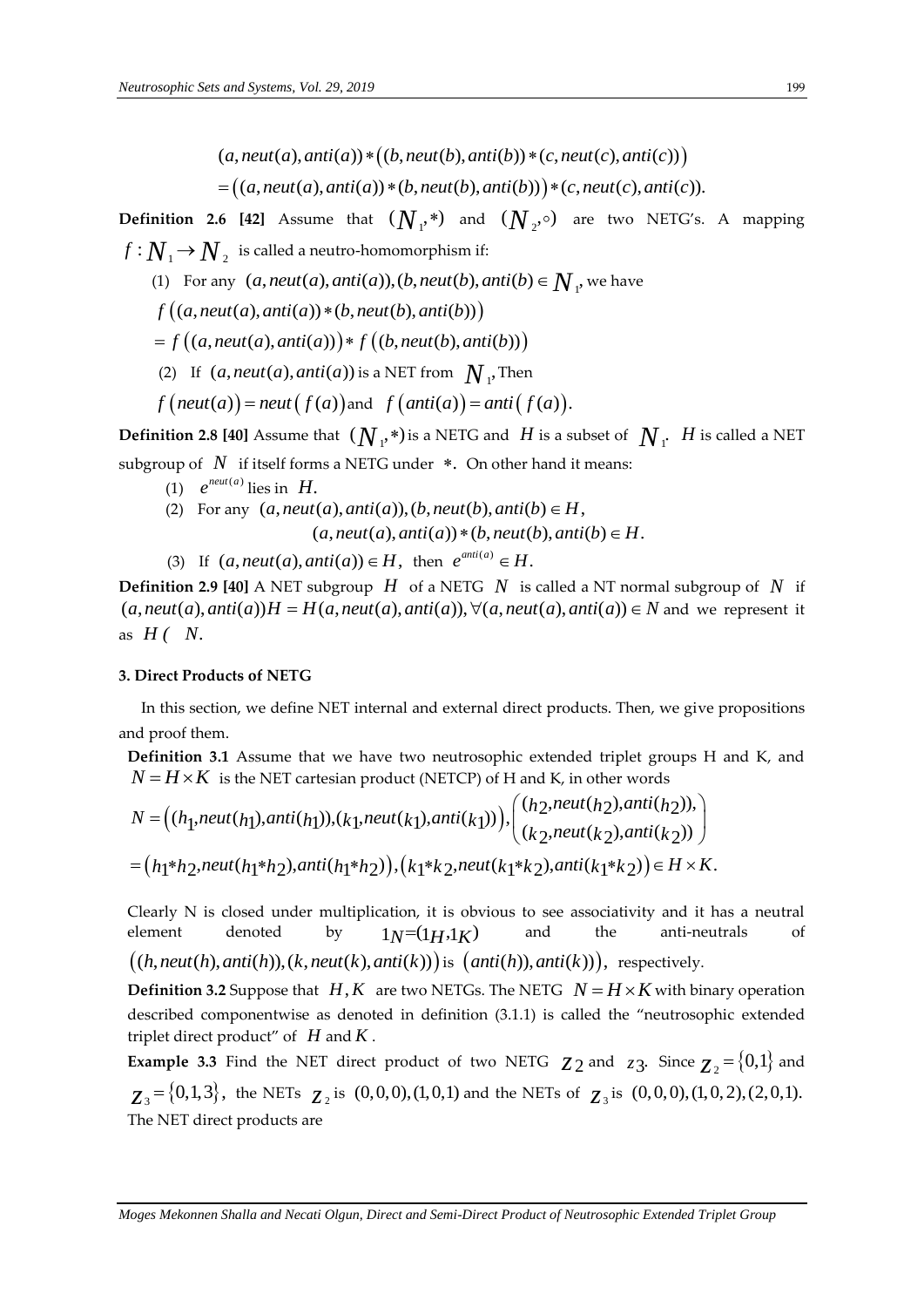$$(a, neut(a), anti(a)) * \big((b, neut(b), anti(b)) * (c, neut(c), anti(c))\big)$$

$$= \big((a, neut(a), anti(a)) * (b, neut(b), anti(b))\big) * (c, neut(c), anti(c)).$$

**Definition 2.6 [42]** Assume that $(N_1, *)$ and $(N_2, \circ)$ are two NETG's. A mapping $f : N_1 \to N_2$ is called a neutro-homomorphism if:

(1) For any $(a, neut(a), anti(a)), (b, neut(b), anti(b) \in N_1$, we have

$f\big((a, neut(a), anti(a)) * (b, neut(b), anti(b))\big)$

$= f\big((a, neut(a), anti(a))\big) * f\big((b, neut(b), anti(b))\big)$

(2) If $(a, neut(a), anti(a))$ is a NET from $N_1$, Then

$f\big(neut(a)\big) = neut\big(f(a)\big)$ and $f\big(anti(a)\big) = anti\big(f(a)\big)$.

**Definition 2.8 [40]** Assume that $(N_1, *)$ is a NETG and $H$ is a subset of $N_1$. $H$ is called a NET subgroup of $N$ if itself forms a NETG under $*$. On other hand it means:

(1) $e^{neut(a)}$ lies in $H$.

(2) For any $(a, neut(a), anti(a)), (b, neut(b), anti(b) \in H$,

$$(a, neut(a), anti(a)) * (b, neut(b), anti(b) \in H.$$

(3) If $(a, neut(a), anti(a)) \in H$, then $e^{anti(a)} \in H$.

**Definition 2.9 [40]** A NET subgroup $H$ of a NETG $N$ is called a NT normal subgroup of $N$ if $(a, neut(a), anti(a))H = H(a, neut(a), anti(a)), \forall (a, neut(a), anti(a)) \in N$ and we represent it as $H ( \ N$.

### 3. Direct Products of NETG

In this section, we define NET internal and external direct products. Then, we give propositions and proof them.

**Definition 3.1** Assume that we have two neutrosophic extended triplet groups H and K, and $N = H \times K$ is the NET cartesian product (NETCP) of H and K, in other words

$$N = \big((h_1, neut(h_1), anti(h_1)), (k_1, neut(k_1), anti(k_1))\big), \begin{pmatrix} (h_2, neut(h_2), anti(h_2)), \\ (k_2, neut(k_2), anti(k_2)) \end{pmatrix}$$

$$= \big(h_1 * h_2, neut(h_1 * h_2), anti(h_1 * h_2)\big), \big(k_1 * k_2, neut(k_1 * k_2), anti(k_1 * k_2)\big) \in H \times K.$$

Clearly N is closed under multiplication, it is obvious to see associativity and it has a neutral element denoted by $1_N = (1_H, 1_K)$ and the anti-neutrals of $\big((h, neut(h), anti(h)), (k, neut(k), anti(k))\big)$ is $\big(anti(h)), anti(k))\big)$, respectively.

**Definition 3.2** Suppose that $H, K$ are two NETGs. The NETG $N = H \times K$ with binary operation described componentwise as denoted in definition (3.1.1) is called the "neutrosophic extended triplet direct product" of $H$ and $K$.

**Example 3.3** Find the NET direct product of two NETG $Z_2$ and $z_3$. Since $Z_2 = \{0,1\}$ and $Z_3 = \{0,1,3\}$, the NETs $Z_2$ is $(0,0,0), (1,0,1)$ and the NETs of $Z_3$ is $(0,0,0), (1,0,2), (2,0,1)$. The NET direct products are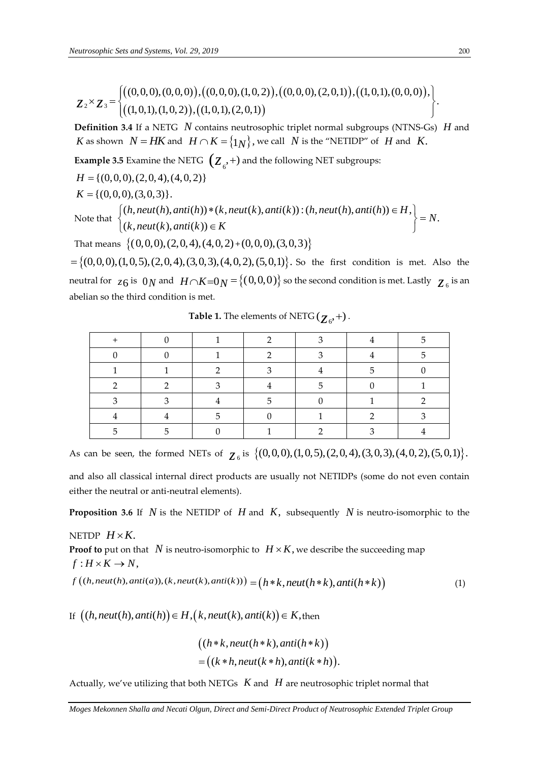$$Z_2 \times Z_3 = \begin{Bmatrix} ((0,0,0),(0,0,0)),((0,0,0),(1,0,2)),((0,0,0),(2,0,1)),((1,0,1),(0,0,0)), \\ ((1,0,1),(1,0,2)),((1,0,1),(2,0,1)) \end{Bmatrix}.$$

**Definition 3.4** If a NETG $N$ contains neutrosophic triplet normal subgroups (NTNS-Gs) $H$ and $K$ as shown $N = HK$ and $H \cap K = \{1_N\}$, we call $N$ is the "NETIDP" of $H$ and $K$.

**Example 3.5** Examine the NETG $(Z_6, +)$ and the following NET subgroups:

$H = \{(0,0,0),(2,0,4),(4,0,2)\}$

$K = \{(0,0,0),(3,0,3)\}$.

Note that $\begin{Bmatrix} (h, neut(h), anti(h)) * (k, neut(k), anti(k)) : (h, neut(h), anti(h)) \in H, \\ (k, neut(k), anti(k)) \in K \end{Bmatrix} = N.$

That means $\{(0,0,0),(2,0,4),(4,0,2) + (0,0,0),(3,0,3)\}$

$= \{(0,0,0),(1,0,5),(2,0,4),(3,0,3),(4,0,2),(5,0,1)\}$. So the first condition is met. Also the neutral for $z6$ is $0_N$ and $H \cap K = 0_N = \{(0,0,0)\}$ so the second condition is met. Lastly $Z_6$ is an abelian so the third condition is met.

**Table 1.** The elements of NETG $(Z_6, +)$.

| + | 0 | 1 | 2 | 3 | 4 | 5 |
|---|---|---|---|---|---|---|
| 0 | 0 | 1 | 2 | 3 | 4 | 5 |
| 1 | 1 | 2 | 3 | 4 | 5 | 0 |
| 2 | 2 | 3 | 4 | 5 | 0 | 1 |
| 3 | 3 | 4 | 5 | 0 | 1 | 2 |
| 4 | 4 | 5 | 0 | 1 | 2 | 3 |
| 5 | 5 | 0 | 1 | 2 | 3 | 4 |

As can be seen, the formed NETs of $Z_6$ is $\{(0,0,0),(1,0,5),(2,0,4),(3,0,3),(4,0,2),(5,0,1)\}$.

and also all classical internal direct products are usually not NETIDPs (some do not even contain either the neutral or anti-neutral elements).

**Proposition 3.6** If $N$ is the NETIDP of $H$ and $K$, subsequently $N$ is neutro-isomorphic to the NETDP $H \times K$.

**Proof to** put on that $N$ is neutro-isomorphic to $H \times K$, we describe the succeeding map

$f : H \times K \to N$,

$$f\left((h, neut(h), anti(a)),(k, neut(k), anti(k))\right) = \left(h * k, neut(h * k), anti(h * k)\right) \tag{1}$$

If $\left((h, neut(h), anti(h)\right) \in H, \left(k, neut(k), anti(k)\right) \in K$, then

$$\begin{aligned} &\left((h * k, neut(h * k), anti(h * k)\right) \\ &= \left((k * h, neut(k * h), anti(k * h)\right). \end{aligned}$$

Actually, we've utilizing that both NETGs $K$ and $H$ are neutrosophic triplet normal that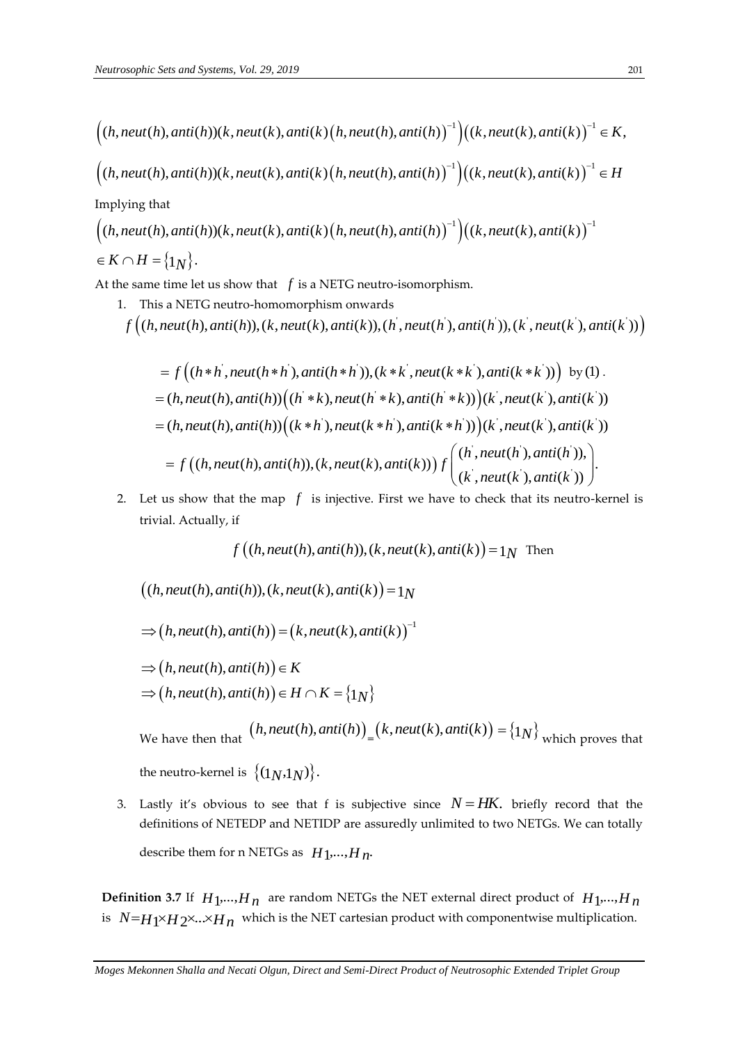$$\Big((h, neut(h), anti(h))(k, neut(k), anti(k)\big(h, neut(h), anti(h)\big)^{-1}\Big)\big((k, neut(k), anti(k)\big)^{-1} \in K,$$

$$\Big((h, neut(h), anti(h))(k, neut(k), anti(k)\big(h, neut(h), anti(h)\big)^{-1}\Big)\big((k, neut(k), anti(k)\big)^{-1} \in H$$

Implying that

$$\Big((h, neut(h), anti(h))(k, neut(k), anti(k)\big(h, neut(h), anti(h)\big)^{-1}\Big)\big((k, neut(k), anti(k)\big)^{-1}$$

$$\in K \cap H = \{1_N\}.$$

At the same time let us show that $f$ is a NETG neutro-isomorphism.

1. This a NETG neutro-homomorphism onwards

$$f\left((h, neut(h), anti(h)), (k, neut(k), anti(k)), (h', neut(h'), anti(h')), (k', neut(k'), anti(k'))\right)$$

$$= f\left((h*h', neut(h*h'), anti(h*h')), (k*k', neut(k*k'), anti(k*k'))\right) \text{ by (1)}.$$

$$= (h, neut(h), anti(h))\left((h'*k), neut(h'*k), anti(h'*k))\right)(k', neut(k'), anti(k'))$$

$$= (h, neut(h), anti(h))\left((k*h'), neut(k*h'), anti(k*h'))\right)(k', neut(k'), anti(k'))$$

$$= f\left((h, neut(h), anti(h)), (k, neut(k), anti(k))\right) f\begin{pmatrix}(h', neut(h'), anti(h')), \\ (k', neut(k'), anti(k'))\end{pmatrix}.$$

2. Let us show that the map $f$ is injective. First we have to check that its neutro-kernel is trivial. Actually, if

$$f\left((h, neut(h), anti(h)), (k, neut(k), anti(k)\right) = 1_N \text{ Then}$$

$$\left((h, neut(h), anti(h)), (k, neut(k), anti(k)\right) = 1_N$$

$$\Rightarrow \left(h, neut(h), anti(h)\right) = \left(k, neut(k), anti(k)\right)^{-1}$$

$$\Rightarrow \left(h, neut(h), anti(h)\right) \in K$$

$$\Rightarrow \left(h, neut(h), anti(h)\right) \in H \cap K = \{1_N\}$$

We have then that $\left(h, neut(h), anti(h)\right)_{=}\left(k, neut(k), anti(k)\right) = \{1_N\}$ which proves that the neutro-kernel is $\{(1_N, 1_N)\}$.

3. Lastly it's obvious to see that f is subjective since $N = HK.$ briefly record that the definitions of NETEDP and NETIDP are assuredly unlimited to two NETGs. We can totally describe them for n NETGs as $H_1, \ldots, H_n$.

**Definition 3.7** If $H_1, \ldots, H_n$ are random NETGs the NET external direct product of $H_1, \ldots, H_n$ is $N = H_1 \times H_2 \times \ldots \times H_n$ which is the NET cartesian product with componentwise multiplication.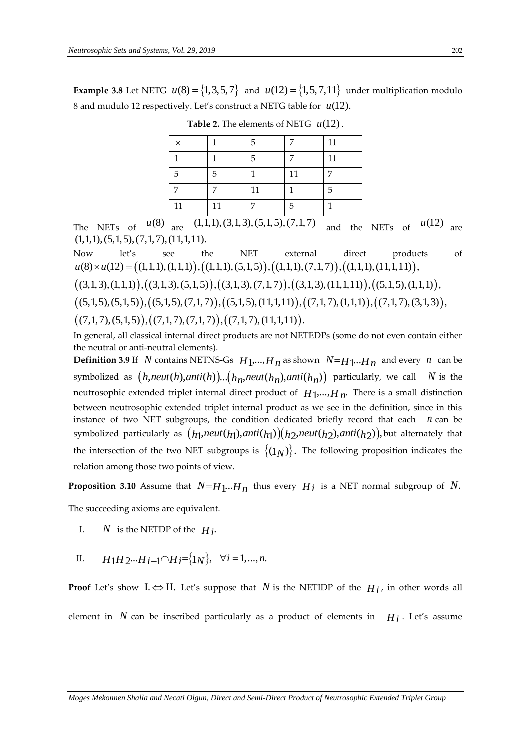**Example 3.8** Let NETG $u(8)=\{1,3,5,7\}$ and $u(12)=\{1,5,7,11\}$ under multiplication modulo 8 and mudulo 12 respectively. Let's construct a NETG table for $u(12)$.

**Table 2.** The elements of NETG $u(12)$.

| $\times$ | 1 | 5 | 7 | 11 |
|---|---|---|---|---|
| 1 | 1 | 5 | 7 | 11 |
| 5 | 5 | 1 | 11 | 7 |
| 7 | 7 | 11 | 1 | 5 |
| 11 | 11 | 7 | 5 | 1 |

The NETs of $u(8)$ are $(1,1,1),(3,1,3),(5,1,5),(7,1,7)$ and the NETs of $u(12)$ are $(1,1,1),(5,1,5),(7,1,7),(11,1,11)$.

Now let's see the NET external direct products of $u(8)\times u(12)=\big((1,1,1),(1,1,1)\big),\big((1,1,1),(5,1,5)\big),\big((1,1,1),(7,1,7)\big),\big((1,1,1),(11,1,11)\big),$
$\big((3,1,3),(1,1,1)\big),\big((3,1,3),(5,1,5)\big),\big((3,1,3),(7,1,7)\big),\big((3,1,3),(11,1,11)\big),\big((5,1,5),(1,1,1)\big),$
$\big((5,1,5),(5,1,5)\big),\big((5,1,5),(7,1,7)\big),\big((5,1,5),(11,1,11)\big),\big((7,1,7),(1,1,1)\big),\big((7,1,7),(3,1,3)\big),$
$\big((7,1,7),(5,1,5)\big),\big((7,1,7),(7,1,7)\big),\big((7,1,7),(11,1,11)\big).$

In general, all classical internal direct products are not NETEDPs (some do not even contain either the neutral or anti-neutral elements).

**Definition 3.9** If $N$ contains NETNS-Gs $H_1,...,H_n$ as shown $N=H_1...H_n$ and every $n$ can be symbolized as $\big(h,neut(h),anti(h)\big)...\big(h_n,neut(h_n),anti(h_n)\big)$ particularly, we call $N$ is the neutrosophic extended triplet internal direct product of $H_1,...,H_n$. There is a small distinction between neutrosophic extended triplet internal product as we see in the definition, since in this instance of two NET subgroups, the condition dedicated briefly record that each $n$ can be symbolized particularly as $\big(h_1,neut(h_1),anti(h_1)\big)\big(h_2,neut(h_2),anti(h_2)\big)$, but alternately that the intersection of the two NET subgroups is $\{(1_N)\}$. The following proposition indicates the relation among those two points of view.

**Proposition 3.10** Assume that $N=H_1...H_n$ thus every $H_i$ is a NET normal subgroup of $N$. The succeeding axioms are equivalent.

I. $N$ is the NETDP of the $H_i$.

II. $H_1H_2...H_{i-1}\cap H_i=\{1_N\},\ \ \forall i=1,...,n.$

**Proof** Let's show $\text{I.}\Leftrightarrow\text{II.}$ Let's suppose that $N$ is the NETIDP of the $H_i$, in other words all element in $N$ can be inscribed particularly as a product of elements in $H_i$. Let's assume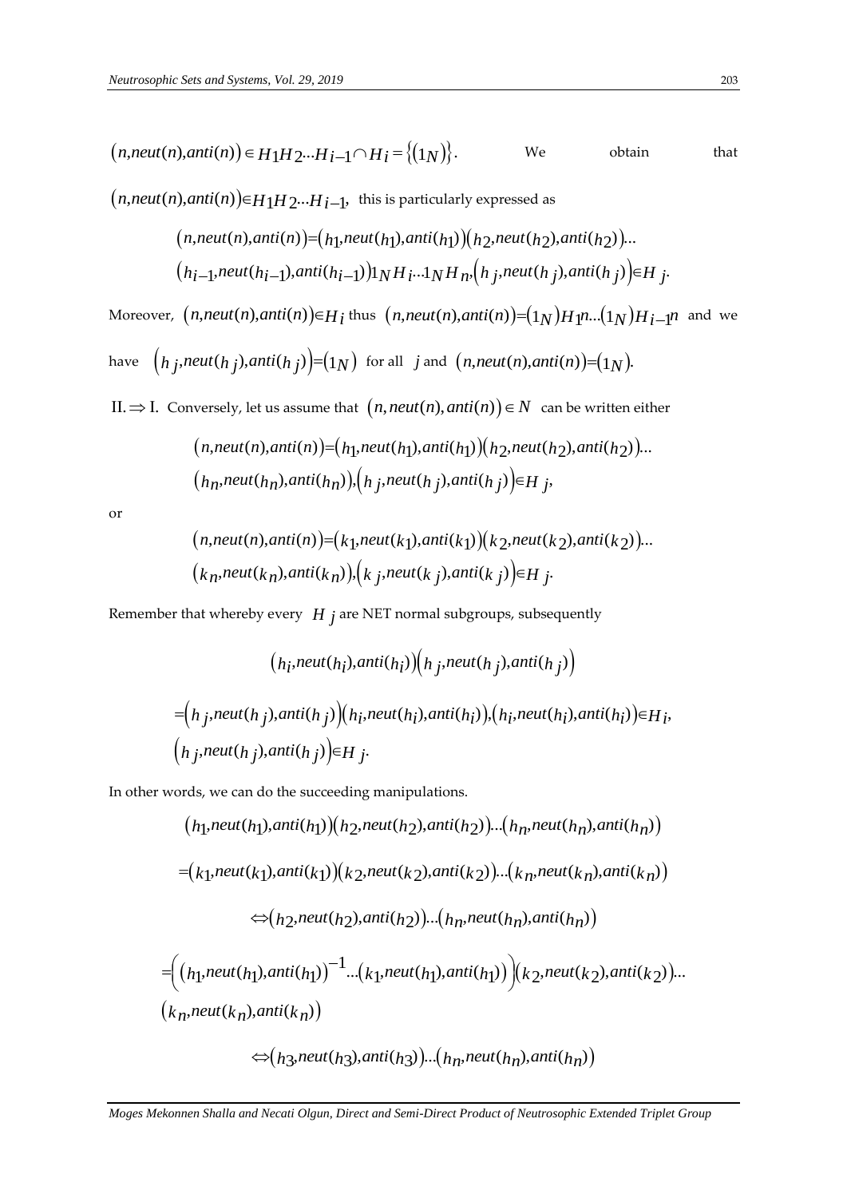$\left(n,neut(n),anti(n)\right) \in H_1H_2...H_{i-1} \cap H_i = \left\{(1_N)\right\}$. We obtain that $\left(n,neut(n),anti(n)\right) \in H_1H_2...H_{i-1}$, this is particularly expressed as

$$\left(n,neut(n),anti(n)\right)=\left(h_1,neut(h_1),anti(h_1)\right)\left(h_2,neut(h_2),anti(h_2)\right)...$$
$$\left(h_{i-1},neut(h_{i-1}),anti(h_{i-1})\right)1_N H_i...1_N H_n, \left(h_j,neut(h_j),anti(h_j)\right) \in H_j.$$

Moreover, $\left(n,neut(n),anti(n)\right) \in H_i$ thus $\left(n,neut(n),anti(n)\right)=\left(1_N\right)H_1 n...\left(1_N\right)H_{i-1} n$ and we have $\left(h_j,neut(h_j),anti(h_j)\right)=\left(1_N\right)$ for all $j$ and $\left(n,neut(n),anti(n)\right)=\left(1_N\right)$.

II. $\Rightarrow$ I. Conversely, let us assume that $\left(n, neut(n), anti(n)\right) \in N$ can be written either

$$\left(n,neut(n),anti(n)\right)=\left(h_1,neut(h_1),anti(h_1)\right)\left(h_2,neut(h_2),anti(h_2)\right)...$$
$$\left(h_n,neut(h_n),anti(h_n)\right), \left(h_j,neut(h_j),anti(h_j)\right) \in H_j,$$

or

$$\left(n,neut(n),anti(n)\right)=\left(k_1,neut(k_1),anti(k_1)\right)\left(k_2,neut(k_2),anti(k_2)\right)...$$
$$\left(k_n,neut(k_n),anti(k_n)\right), \left(k_j,neut(k_j),anti(k_j)\right) \in H_j.$$

Remember that whereby every $H_j$ are NET normal subgroups, subsequently

$$\left(h_i,neut(h_i),anti(h_i)\right)\left(h_j,neut(h_j),anti(h_j)\right)$$

$$=\left(h_j,neut(h_j),anti(h_j)\right)\left(h_i,neut(h_i),anti(h_i)\right), \left(h_i,neut(h_i),anti(h_i)\right) \in H_i,$$
$$\left(h_j,neut(h_j),anti(h_j)\right) \in H_j.$$

In other words, we can do the succeeding manipulations.

$$\left(h_1,neut(h_1),anti(h_1)\right)\left(h_2,neut(h_2),anti(h_2)\right)...\left(h_n,neut(h_n),anti(h_n)\right)$$

$$=\left(k_1,neut(k_1),anti(k_1)\right)\left(k_2,neut(k_2),anti(k_2)\right)...\left(k_n,neut(k_n),anti(k_n)\right)$$

$$\Leftrightarrow \left(h_2,neut(h_2),anti(h_2)\right)...\left(h_n,neut(h_n),anti(h_n)\right)$$

$$=\left(\left(h_1,neut(h_1),anti(h_1)\right)^{-1}...\left(k_1,neut(h_1),anti(h_1)\right)\right)\left(k_2,neut(k_2),anti(k_2)\right)...$$
$$\left(k_n,neut(k_n),anti(k_n)\right)$$

$$\Leftrightarrow \left(h_3,neut(h_3),anti(h_3)\right)...\left(h_n,neut(h_n),anti(h_n)\right)$$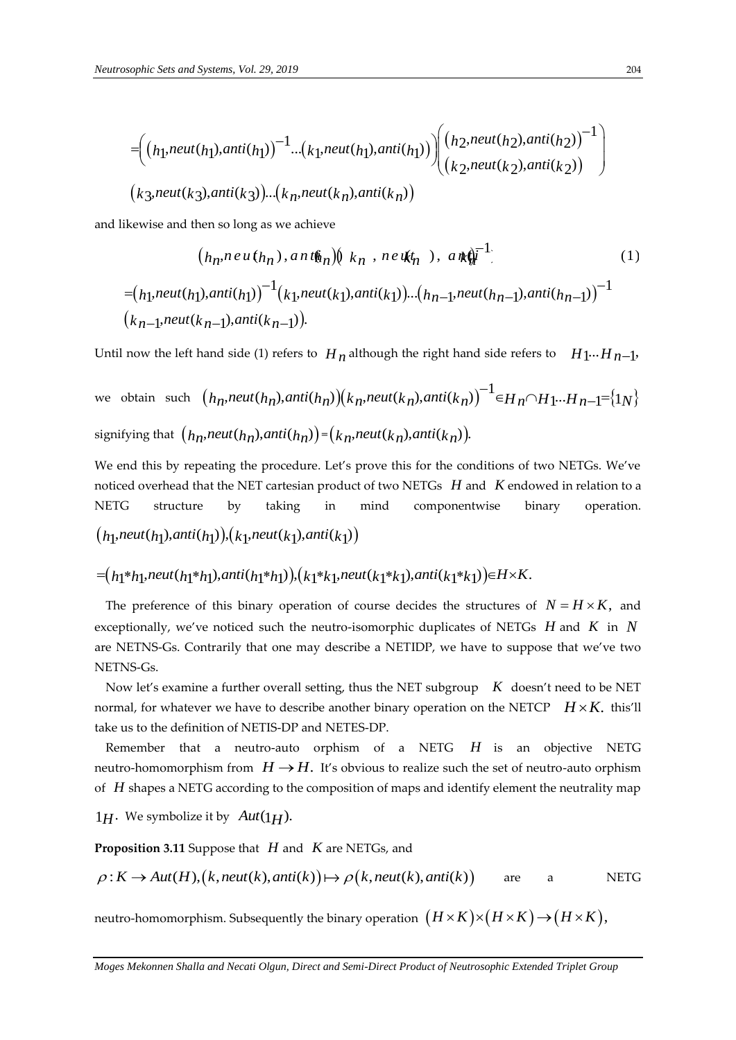$$=\left( \left(h_1,neut(h_1),anti(h_1)\right)^{-1} ... \left(k_1,neut(h_1),anti(h_1)\right) \right) \begin{pmatrix} \left(h_2,neut(h_2),anti(h_2)\right)^{-1} \\ \left(k_2,neut(k_2),anti(k_2)\right) \end{pmatrix}$$

$$\left(k_3,neut(k_3),anti(k_3)\right) ... \left(k_n,neut(k_n),anti(k_n)\right)$$

and likewise and then so long as we achieve

$$\left(h_n,neut(h_n),anti(h_n)\right)\left(k_n,neut(k_n),anti(k_n)\right)^{-1} \tag{1}$$

$$=\left(h_1,neut(h_1),anti(h_1)\right)^{-1}\left(k_1,neut(k_1),anti(k_1)\right)...\left(h_{n-1},neut(h_{n-1}),anti(h_{n-1})\right)^{-1}$$

$$\left(k_{n-1},neut(k_{n-1}),anti(k_{n-1})\right).$$

Until now the left hand side (1) refers to $H_n$ although the right hand side refers to $H_1 ... H_{n-1}$,

we obtain such $\left(h_n,neut(h_n),anti(h_n)\right)\left(k_n,neut(k_n),anti(k_n)\right)^{-1} \in H_n \cap H_1 ... H_{n-1} = \{1_N\}$

signifying that $\left(h_n,neut(h_n),anti(h_n)\right) = \left(k_n,neut(k_n),anti(k_n)\right)$.

We end this by repeating the procedure. Let's prove this for the conditions of two NETGs. We've noticed overhead that the NET cartesian product of two NETGs $H$ and $K$ endowed in relation to a NETG structure by taking in mind componentwise binary operation.

$$\left(h_1,neut(h_1),anti(h_1)\right),\left(k_1,neut(k_1),anti(k_1)\right)$$

$$=\left(h_1 * h_1,neut(h_1 * h_1),anti(h_1 * h_1)\right),\left(k_1 * k_1,neut(k_1 * k_1),anti(k_1 * k_1)\right) \in H \times K.$$

The preference of this binary operation of course decides the structures of $N = H \times K$, and exceptionally, we've noticed such the neutro-isomorphic duplicates of NETGs $H$ and $K$ in $N$ are NETNS-Gs. Contrarily that one may describe a NETIDP, we have to suppose that we've two NETNS-Gs.

Now let's examine a further overall setting, thus the NET subgroup $K$ doesn't need to be NET normal, for whatever we have to describe another binary operation on the NETCP $H \times K$. this'll take us to the definition of NETIS-DP and NETES-DP.

Remember that a neutro-auto orphism of a NETG $H$ is an objective NETG neutro-homomorphism from $H \to H$. It's obvious to realize such the set of neutro-auto orphism of $H$ shapes a NETG according to the composition of maps and identify element the neutrality map $1_H$. We symbolize it by $Aut(1_H)$.

**Proposition 3.11** Suppose that $H$ and $K$ are NETGs, and

$\rho : K \to Aut(H), \left(k, neut(k), anti(k)\right) \mapsto \rho\left(k, neut(k), anti(k)\right)$ are a NETG neutro-homomorphism. Subsequently the binary operation $\left(H \times K\right) \times \left(H \times K\right) \to \left(H \times K\right)$,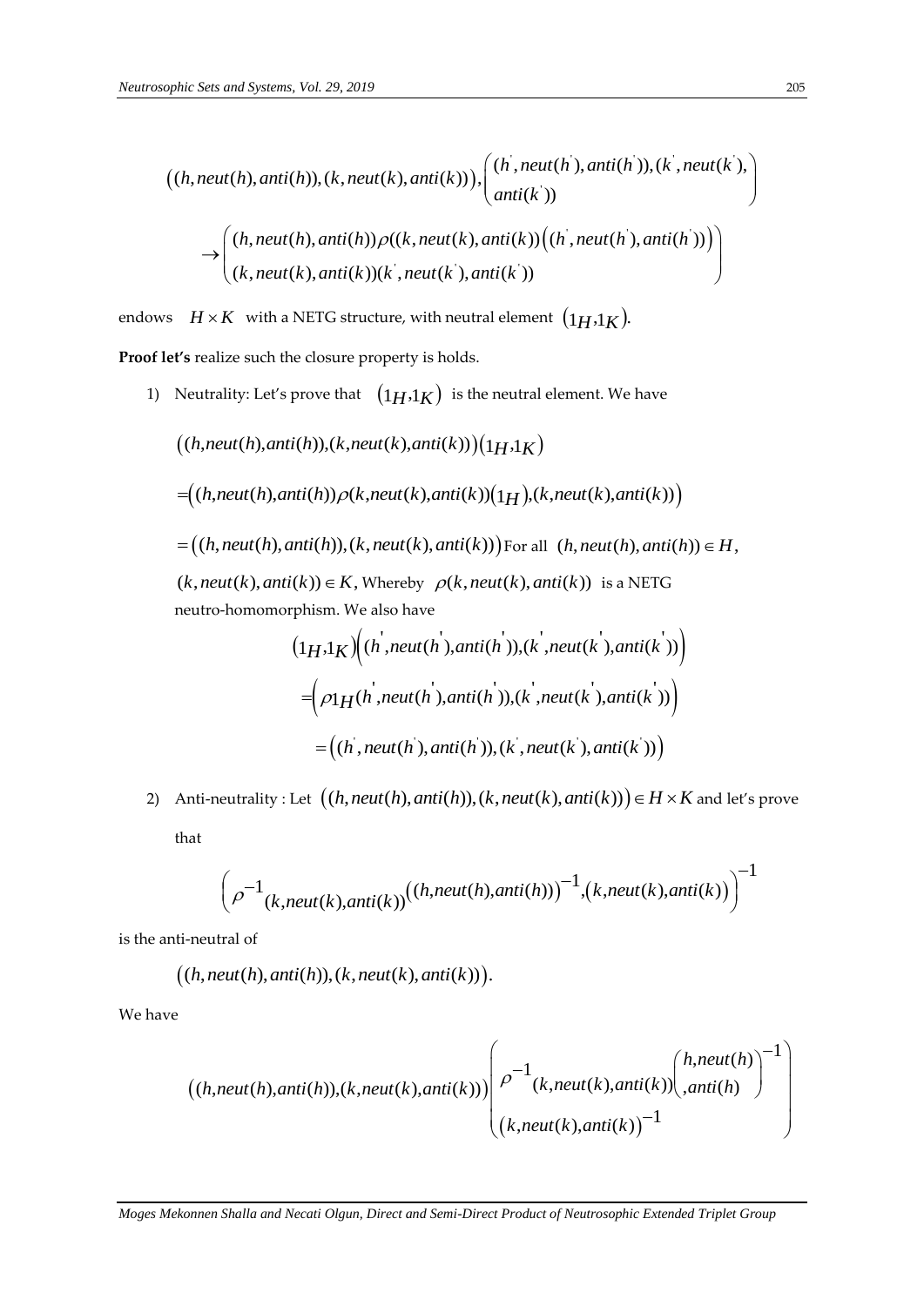$$\left((h, neut(h), anti(h)), (k, neut(k), anti(k))\right), \begin{pmatrix} (h^{'}, neut(h^{'}), anti(h^{'})), (k^{'}, neut(k^{'}), \\ anti(k^{'})) \end{pmatrix}$$

$$\rightarrow \begin{pmatrix} (h, neut(h), anti(h))\rho((k, neut(k), anti(k))\left((h^{'}, neut(h^{'}), anti(h^{'}))\right) \\ (k, neut(k), anti(k))(k^{'}, neut(k^{'}), anti(k^{'})) \end{pmatrix}$$

endows $H \times K$ with a NETG structure, with neutral element $\left(1_H, 1_K\right)$.

**Proof let's** realize such the closure property is holds.

1) Neutrality: Let's prove that $\left(1_H, 1_K\right)$ is the neutral element. We have

$$\left((h, neut(h), anti(h)), (k, neut(k), anti(k))\right)\left(1_H, 1_K\right)$$

$$= \left((h, neut(h), anti(h))\rho(k, neut(k), anti(k))\left(1_H\right), (k, neut(k), anti(k))\right)$$

$= \left((h, neut(h), anti(h)), (k, neut(k), anti(k))\right)$ For all $(h, neut(h), anti(h)) \in H$,

$(k, neut(k), anti(k)) \in K$, Whereby $\rho(k, neut(k), anti(k))$ is a NETG neutro-homomorphism. We also have

$$\left(1_H, 1_K\right)\left((h^{'}, neut(h^{'}), anti(h^{'})), (k^{'}, neut(k^{'}), anti(k^{'}))\right)$$

$$= \left(\rho 1_H(h^{'}, neut(h^{'}), anti(h^{'})), (k^{'}, neut(k^{'}), anti(k^{'}))\right)$$

$$= \left((h^{'}, neut(h^{'}), anti(h^{'})), (k^{'}, neut(k^{'}), anti(k^{'}))\right)$$

2) Anti-neutrality : Let $\left((h, neut(h), anti(h)), (k, neut(k), anti(k))\right) \in H \times K$ and let's prove that

$$\left(\rho^{-1}{}_{(k, neut(k), anti(k))}\left((h, neut(h), anti(h))\right)^{-1}, \left(k, neut(k), anti(k)\right)\right)^{-1}$$

is the anti-neutral of

$$\left((h, neut(h), anti(h)), (k, neut(k), anti(k))\right).$$

We have

$$\left((h, neut(h), anti(h)), (k, neut(k), anti(k))\right)\begin{pmatrix} \rho^{-1}(k, neut(k), anti(k))\begin{pmatrix} h, neut(h) \\ , anti(h) \end{pmatrix}^{-1} \\ \left(k, neut(k), anti(k)\right)^{-1} \end{pmatrix}$$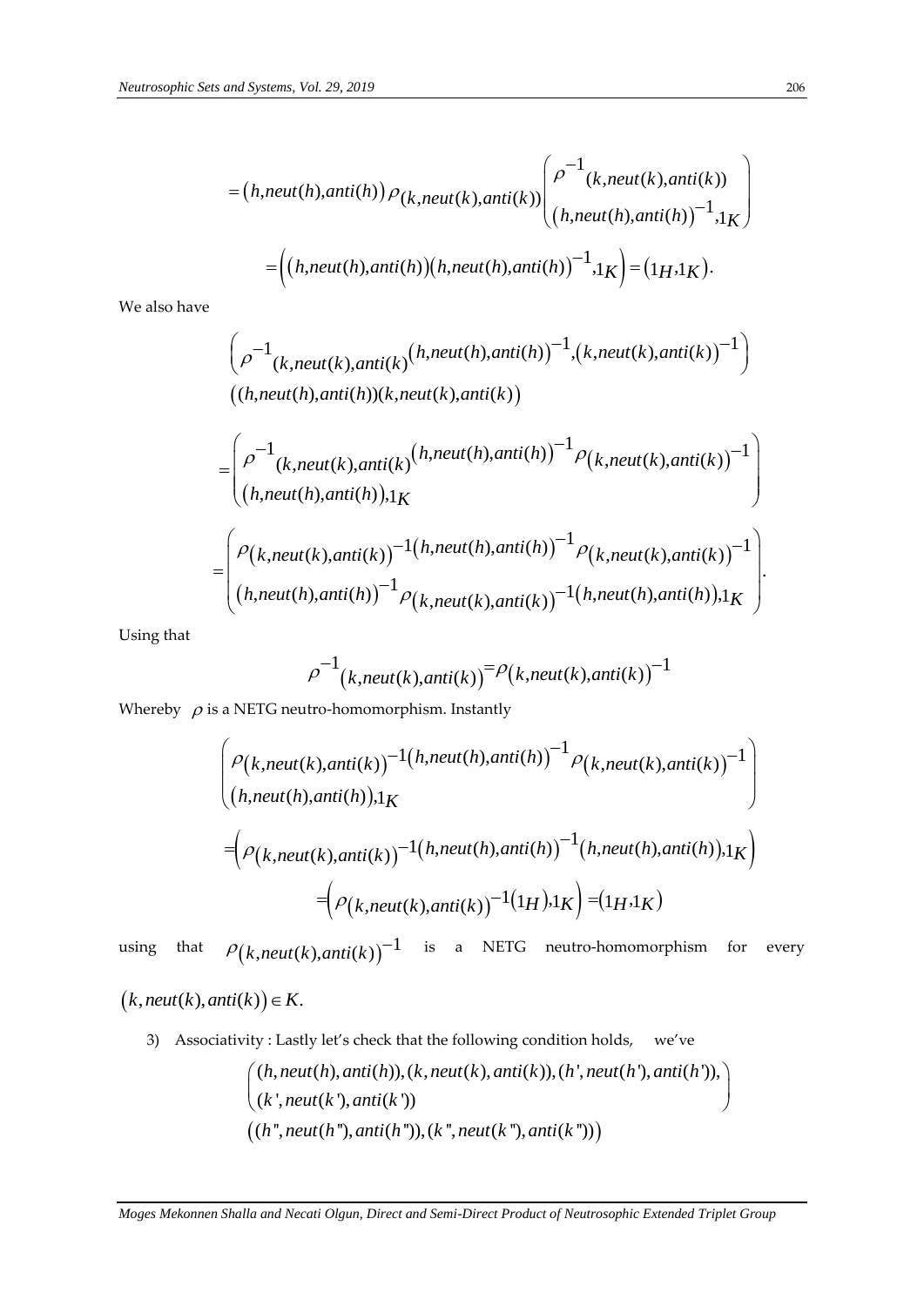$$= \left(h, neut(h), anti(h)\right) \rho_{(k, neut(k), anti(k))} \begin{pmatrix} \rho^{-1}(k, neut(k), anti(k)) \\ \left(h, neut(h), anti(h)\right)^{-1}, 1_K \end{pmatrix}$$

$$= \left(\left(h, neut(h), anti(h)\right)\left(h, neut(h), anti(h)\right)^{-1}, 1_K\right) = \left(1_H, 1_K\right).$$

We also have

$$\begin{pmatrix} \rho^{-1}{}_{(k, neut(k), anti(k)}\left(h, neut(h), anti(h)\right)^{-1}, \left(k, neut(k), anti(k)\right)^{-1} \end{pmatrix}$$
$$\left((h, neut(h), anti(h))(k, neut(k), anti(k)\right)$$

$$= \begin{pmatrix} \rho^{-1}{}_{(k, neut(k), anti(k)}\left(h, neut(h), anti(h)\right)^{-1} \rho\left(k, neut(k), anti(k)\right)^{-1} \\ \left(h, neut(h), anti(h)\right), 1_K \end{pmatrix}$$

$$= \begin{pmatrix} \rho\left(k, neut(k), anti(k)\right)^{-1}\left(h, neut(h), anti(h)\right)^{-1} \rho\left(k, neut(k), anti(k)\right)^{-1} \\ \left(h, neut(h), anti(h)\right)^{-1} \rho\left(k, neut(k), anti(k)\right)^{-1}\left(h, neut(h), anti(h)\right), 1_K \end{pmatrix}.$$

Using that

$$\rho^{-1}\left(k, neut(k), anti(k)\right) = \rho\left(k, neut(k), anti(k)\right)^{-1}$$

Whereby $\rho$ is a NETG neutro-homomorphism. Instantly

$$\begin{pmatrix} \rho\left(k, neut(k), anti(k)\right)^{-1}\left(h, neut(h), anti(h)\right)^{-1} \rho\left(k, neut(k), anti(k)\right)^{-1} \\ \left(h, neut(h), anti(h)\right), 1_K \end{pmatrix}$$

$$= \left(\rho\left(k, neut(k), anti(k)\right)^{-1}\left(h, neut(h), anti(h)\right)^{-1}\left(h, neut(h), anti(h)\right), 1_K\right)$$

$$= \left(\rho\left(k, neut(k), anti(k)\right)^{-1}\left(1_H\right), 1_K\right) = \left(1_H, 1_K\right)$$

using that $\rho\left(k, neut(k), anti(k)\right)^{-1}$ is a NETG neutro-homomorphism for every $\left(k, neut(k), anti(k)\right) \in K.$

3) Associativity : Lastly let's check that the following condition holds, we've

$$\begin{pmatrix} (h, neut(h), anti(h)), (k, neut(k), anti(k)), (h', neut(h'), anti(h')), \\ (k', neut(k'), anti(k')) \end{pmatrix}$$
$$\left((h'', neut(h''), anti(h'')), (k'', neut(k''), anti(k''))\right)$$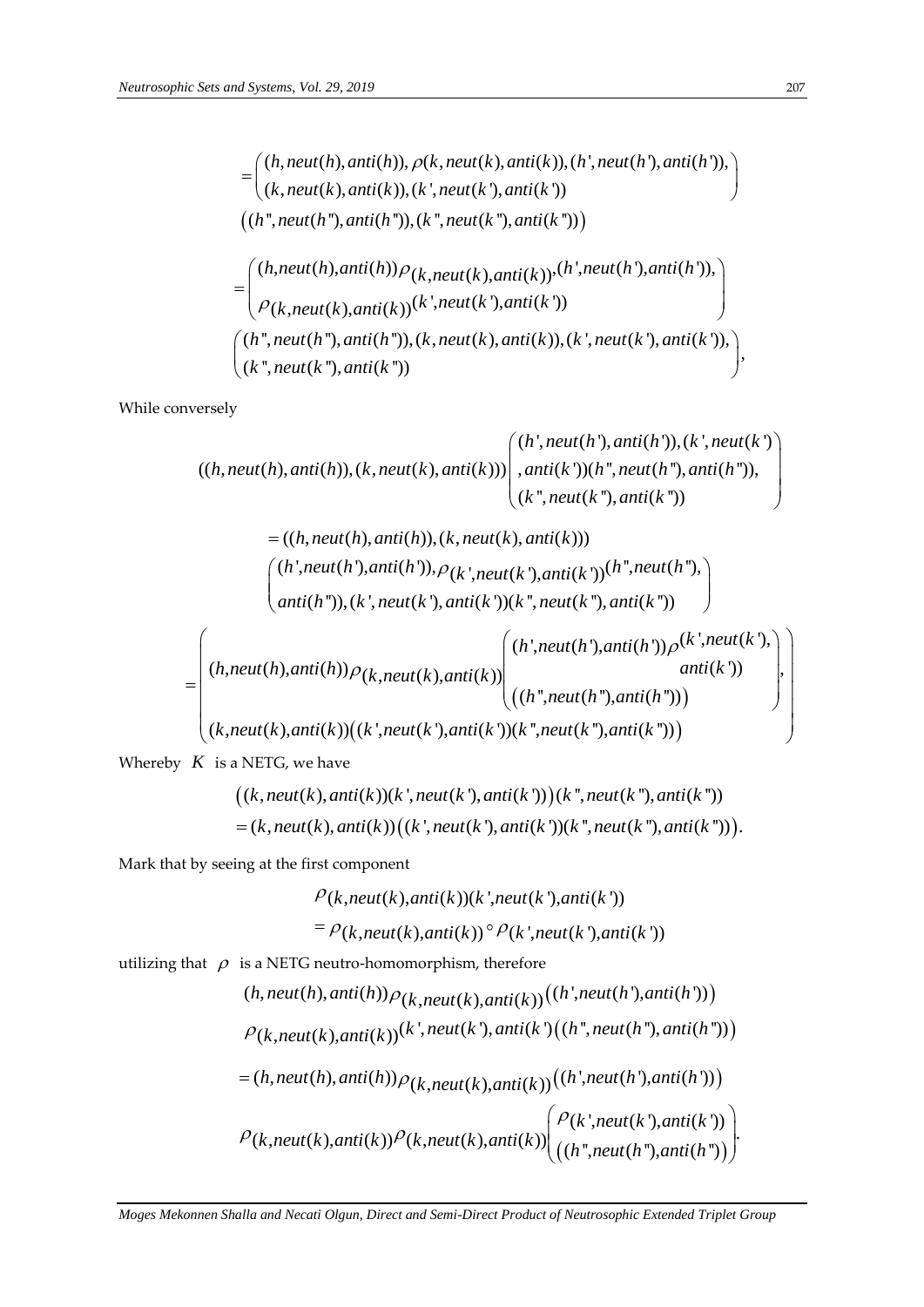$$= \begin{pmatrix} (h, neut(h), anti(h)), \rho(k, neut(k), anti(k)), (h', neut(h'), anti(h')), \\ (k, neut(k), anti(k)), (k', neut(k'), anti(k')) \end{pmatrix}$$

$$\left((h'', neut(h''), anti(h'')), (k'', neut(k''), anti(k''))\right)$$

$$= \begin{pmatrix} (h, neut(h), anti(h))\rho_{(k, neut(k), anti(k))}, (h', neut(h'), anti(h')), \\ \rho_{(k, neut(k), anti(k))}(k', neut(k'), anti(k')) \end{pmatrix}$$

$$\begin{pmatrix} (h'', neut(h''), anti(h'')), (k, neut(k), anti(k)), (k', neut(k'), anti(k')), \\ (k'', neut(k''), anti(k'')) \end{pmatrix},$$

While conversely

$$((h, neut(h), anti(h)), (k, neut(k), anti(k))) \begin{pmatrix} (h', neut(h'), anti(h')), (k', neut(k') \\ , anti(k'))(h'', neut(h''), anti(h'')), \\ (k'', neut(k''), anti(k'')) \end{pmatrix}$$

$$= ((h, neut(h), anti(h)), (k, neut(k), anti(k)))$$

$$\begin{pmatrix} (h', neut(h'), anti(h')), \rho_{(k', neut(k'), anti(k'))}(h'', neut(h''), \\ anti(h'')), (k', neut(k'), anti(k'))(k'', neut(k''), anti(k'')) \end{pmatrix}$$

$$= \begin{pmatrix} (h, neut(h), anti(h))\rho_{(k, neut(k), anti(k))} \begin{pmatrix} (h', neut(h'), anti(h'))\rho_{(k', neut(k'), anti(k'))} \\ \left((h'', neut(h''), anti(h''))\right) \end{pmatrix}, \\ (k, neut(k), anti(k))\left((k', neut(k'), anti(k'))(k'', neut(k''), anti(k''))\right) \end{pmatrix}$$

Whereby $K$ is a NETG, we have

$$\left((k, neut(k), anti(k))(k', neut(k'), anti(k'))\right)(k'', neut(k''), anti(k''))$$
$$= (k, neut(k), anti(k))\left((k', neut(k'), anti(k'))(k'', neut(k''), anti(k''))\right).$$

Mark that by seeing at the first component

$$\rho_{(k, neut(k), anti(k))(k', neut(k'), anti(k'))}$$
$$= \rho_{(k, neut(k), anti(k))} \circ \rho_{(k', neut(k'), anti(k'))}$$

utilizing that $\rho$ is a NETG neutro-homomorphism, therefore

$$(h, neut(h), anti(h))\rho_{(k, neut(k), anti(k))}\left((h', neut(h'), anti(h'))\right)$$
$$\rho_{(k, neut(k), anti(k))}(k', neut(k'), anti(k')\left((h'', neut(h''), anti(h''))\right)$$

$$= (h, neut(h), anti(h))\rho_{(k, neut(k), anti(k))}\left((h', neut(h'), anti(h'))\right)$$

$$\rho_{(k, neut(k), anti(k))}\rho_{(k, neut(k), anti(k))}\begin{pmatrix} \rho_{(k', neut(k'), anti(k'))} \\ \left((h'', neut(h''), anti(h''))\right) \end{pmatrix}.$$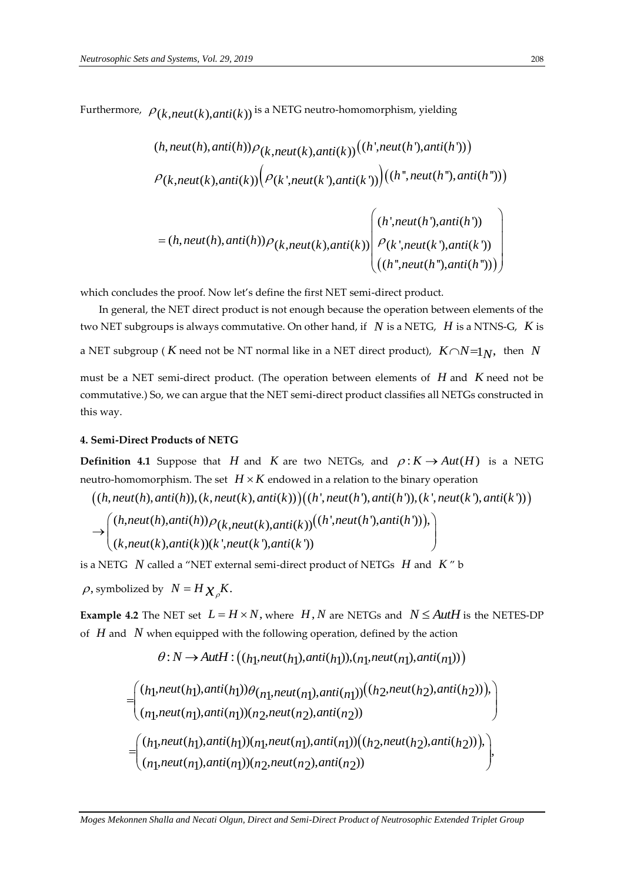Furthermore, $\rho_{(k,neut(k),anti(k))}$ is a NETG neutro-homomorphism, yielding

$$(h, neut(h), anti(h))\rho_{(k,neut(k),anti(k))}\big((h',neut(h'),anti(h'))\big)$$

$$\rho_{(k,neut(k),anti(k))}\Big(\rho_{(k',neut(k'),anti(k'))}\Big)\big((h'',neut(h''),anti(h''))\big)$$

$$= (h, neut(h), anti(h))\rho_{(k,neut(k),anti(k))}\begin{pmatrix}(h',neut(h'),anti(h')) \\ \rho_{(k',neut(k'),anti(k'))} \\ \big((h'',neut(h''),anti(h''))\big)\end{pmatrix}$$

which concludes the proof. Now let's define the first NET semi-direct product.

In general, the NET direct product is not enough because the operation between elements of the two NET subgroups is always commutative. On other hand, if $N$ is a NETG, $H$ is a NTNS-G, $K$ is a NET subgroup ( $K$ need not be NT normal like in a NET direct product), $K \cap N = 1_N$, then $N$ must be a NET semi-direct product. (The operation between elements of $H$ and $K$ need not be commutative.) So, we can argue that the NET semi-direct product classifies all NETGs constructed in this way.

#### 4. Semi-Direct Products of NETG

**Definition 4.1** Suppose that $H$ and $K$ are two NETGs, and $\rho : K \to Aut(H)$ is a NETG neutro-homomorphism. The set $H \times K$ endowed in a relation to the binary operation

$$\big((h, neut(h), anti(h)), (k, neut(k), anti(k))\big)\big((h', neut(h'), anti(h')), (k', neut(k'), anti(k'))\big)$$

$$\to \begin{pmatrix}(h,neut(h),anti(h))\rho_{(k,neut(k),anti(k))}\big((h',neut(h'),anti(h'))\big), \\ (k,neut(k),anti(k))(k',neut(k'),anti(k'))\end{pmatrix}$$

is a NETG $N$ called a "NET external semi-direct product of NETGs $H$ and $K$" b $\rho$, symbolized by $N = H \chi_{\rho} K.$

**Example 4.2** The NET set $L = H \times N$, where $H, N$ are NETGs and $N \le AutH$ is the NETES-DP of $H$ and $N$ when equipped with the following operation, defined by the action

$$\theta : N \to AutH : \big((h_1,neut(h_1),anti(h_1)),(n_1,neut(n_1),anti(n_1))\big)$$

$$= \begin{pmatrix}(h_1,neut(h_1),anti(h_1))\theta_{(n_1,neut(n_1),anti(n_1))}\big((h_2,neut(h_2),anti(h_2))\big), \\ (n_1,neut(n_1),anti(n_1))(n_2,neut(n_2),anti(n_2))\end{pmatrix}$$

$$= \begin{pmatrix}(h_1,neut(h_1),anti(h_1))(n_1,neut(n_1),anti(n_1))\big((h_2,neut(h_2),anti(h_2))\big), \\ (n_1,neut(n_1),anti(n_1))(n_2,neut(n_2),anti(n_2))\end{pmatrix},$$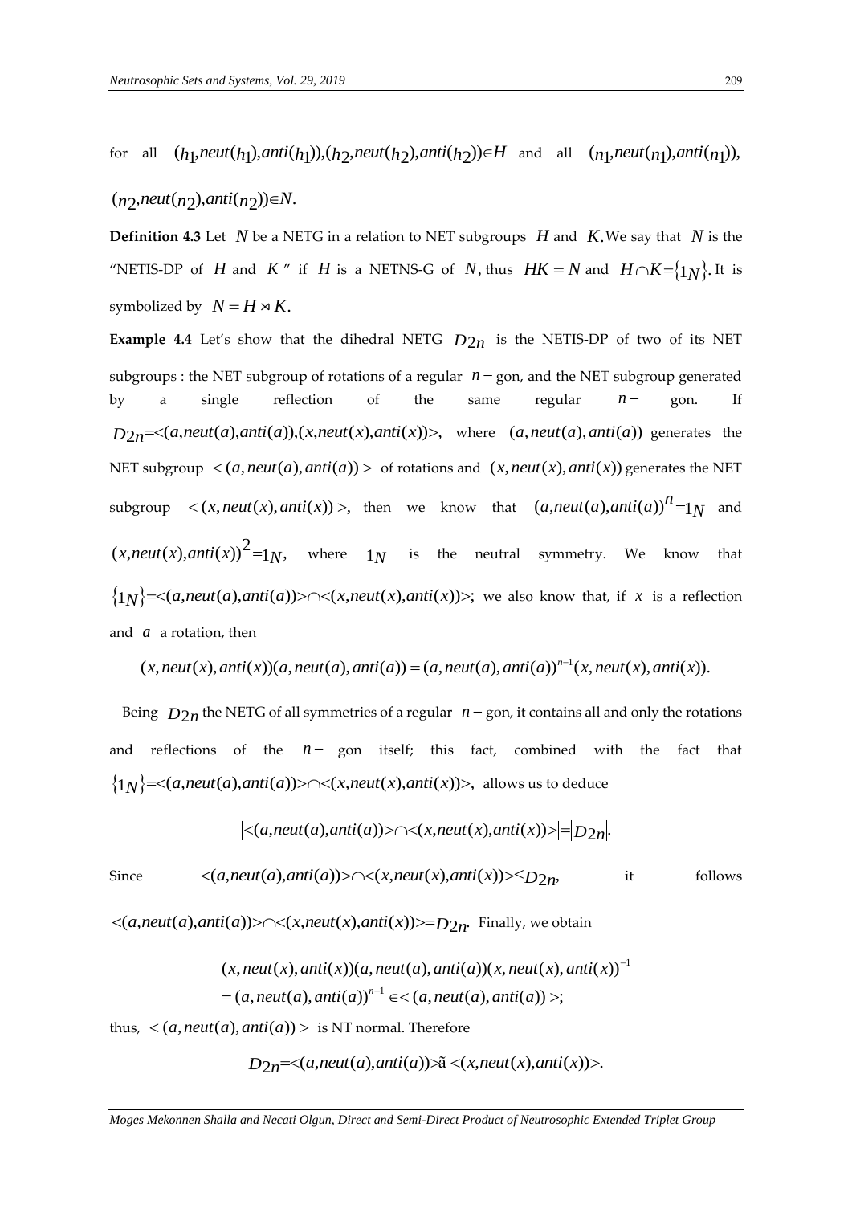for all $(h_1,neut(h_1),anti(h_1)),(h_2,neut(h_2),anti(h_2))\in H$ and all $(n_1,neut(n_1),anti(n_1)),$ $(n_2,neut(n_2),anti(n_2))\in N.$

**Definition 4.3** Let $N$ be a NETG in a relation to NET subgroups $H$ and $K$. We say that $N$ is the "NETIS-DP of $H$ and $K$" if $H$ is a NETNS-G of $N$, thus $HK = N$ and $H\cap K=\{1_N\}$. It is symbolized by $N = H \rtimes K.$

**Example 4.4** Let's show that the dihedral NETG $D_{2n}$ is the NETIS-DP of two of its NET subgroups : the NET subgroup of rotations of a regular $n-$gon, and the NET subgroup generated by a single reflection of the same regular $n-$ gon. If $D_{2n}=<(a,neut(a),anti(a)),(x,neut(x),anti(x))>$, where $(a,neut(a),anti(a))$ generates the NET subgroup $<(a,neut(a),anti(a))>$ of rotations and $(x,neut(x),anti(x))$ generates the NET subgroup $<(x,neut(x),anti(x))>$, then we know that $(a,neut(a),anti(a))^n=1_N$ and $(x,neut(x),anti(x))^2=1_N$, where $1_N$ is the neutral symmetry. We know that $\{1_N\}=<(a,neut(a),anti(a))>\cap<(x,neut(x),anti(x))>$; we also know that, if $x$ is a reflection and $a$ a rotation, then

$$(x,neut(x),anti(x))(a,neut(a),anti(a)) = (a,neut(a),anti(a))^{n-1}(x,neut(x),anti(x)).$$

Being $D_{2n}$ the NETG of all symmetries of a regular $n-$gon, it contains all and only the rotations and reflections of the $n-$ gon itself; this fact, combined with the fact that $\{1_N\}=<(a,neut(a),anti(a))>\cap<(x,neut(x),anti(x))>$, allows us to deduce

$$\left|<(a,neut(a),anti(a))>\cap<(x,neut(x),anti(x))>\right|=\left|D_{2n}\right|.$$

Since $<(a,neut(a),anti(a))>\cap<(x,neut(x),anti(x))>\leq D_{2n}$, it follows $<(a,neut(a),anti(a))>\cap<(x,neut(x),anti(x))>=D_{2n}$. Finally, we obtain

$$\begin{aligned}&(x,neut(x),anti(x))(a,neut(a),anti(a))(x,neut(x),anti(x))^{-1}\\&=(a,neut(a),anti(a))^{n-1}\in<(a,neut(a),anti(a))>;\end{aligned}$$

thus, $<(a,neut(a),anti(a))>$ is NT normal. Therefore

$$D_{2n}=<(a,neut(a),anti(a))>\tilde{a}<(x,neut(x),anti(x))>.$$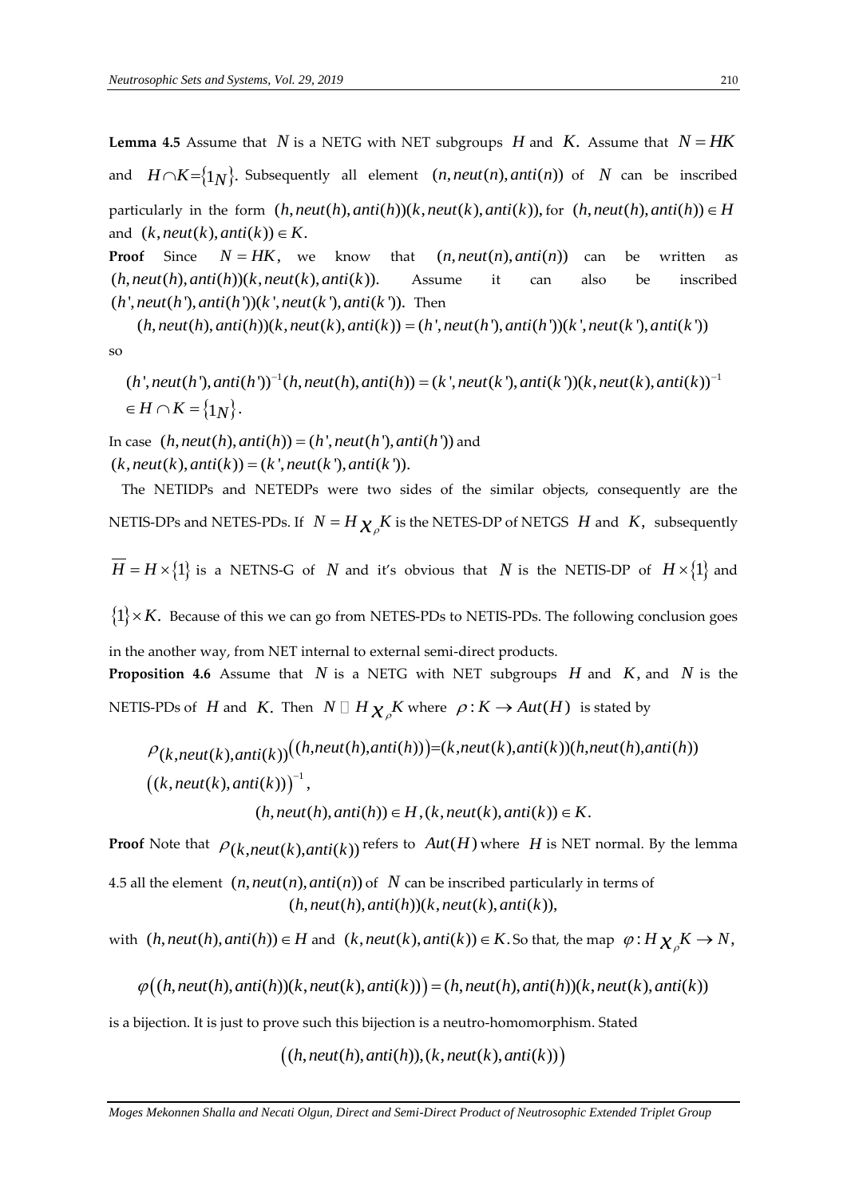**Lemma 4.5** Assume that $N$ is a NETG with NET subgroups $H$ and $K$. Assume that $N = HK$ and $H \cap K = \{1_N\}$. Subsequently all element $(n, neut(n), anti(n))$ of $N$ can be inscribed particularly in the form $(h, neut(h), anti(h))(k, neut(k), anti(k))$, for $(h, neut(h), anti(h)) \in H$ and $(k, neut(k), anti(k)) \in K$.

**Proof** Since $N = HK$, we know that $(n, neut(n), anti(n))$ can be written as $(h, neut(h), anti(h))(k, neut(k), anti(k))$. Assume it can also be inscribed $(h', neut(h'), anti(h'))(k', neut(k'), anti(k'))$. Then

$$(h, neut(h), anti(h))(k, neut(k), anti(k)) = (h', neut(h'), anti(h'))(k', neut(k'), anti(k'))$$

so

$$(h', neut(h'), anti(h'))^{-1}(h, neut(h), anti(h)) = (k', neut(k'), anti(k'))(k, neut(k), anti(k))^{-1} \in H \cap K = \{1_N\}.$$

In case $(h, neut(h), anti(h)) = (h', neut(h'), anti(h'))$ and $(k, neut(k), anti(k)) = (k', neut(k'), anti(k'))$.

The NETIDPs and NETEDPs were two sides of the similar objects, consequently are the NETIS-DPs and NETES-PDs. If $N = H \chi_{\rho} K$ is the NETES-DP of NETGS $H$ and $K$, subsequently $\overline{H} = H \times \{1\}$ is a NETNS-G of $N$ and it's obvious that $N$ is the NETIS-DP of $H \times \{1\}$ and $\{1\} \times K$. Because of this we can go from NETES-PDs to NETIS-PDs. The following conclusion goes in the another way, from NET internal to external semi-direct products.

**Proposition 4.6** Assume that $N$ is a NETG with NET subgroups $H$ and $K$, and $N$ is the NETIS-PDs of $H$ and $K$. Then $N \cong H \chi_{\rho} K$ where $\rho : K \rightarrow Aut(H)$ is stated by

$$\rho_{(k, neut(k), anti(k))}\big((h, neut(h), anti(h))\big) = (k, neut(k), anti(k))(h, neut(h), anti(h))\big((k, neut(k), anti(k))\big)^{-1},$$

$$(h, neut(h), anti(h)) \in H, (k, neut(k), anti(k)) \in K.$$

**Proof** Note that $\rho_{(k, neut(k), anti(k))}$ refers to $Aut(H)$ where $H$ is NET normal. By the lemma 4.5 all the element $(n, neut(n), anti(n))$ of $N$ can be inscribed particularly in terms of

$$(h, neut(h), anti(h))(k, neut(k), anti(k)),$$

with $(h, neut(h), anti(h)) \in H$ and $(k, neut(k), anti(k)) \in K$. So that, the map $\varphi : H \chi_{\rho} K \rightarrow N$,

$$\varphi\big((h, neut(h), anti(h))(k, neut(k), anti(k))\big) = (h, neut(h), anti(h))(k, neut(k), anti(k))$$

is a bijection. It is just to prove such this bijection is a neutro-homomorphism. Stated

$$\big((h, neut(h), anti(h)), (k, neut(k), anti(k))\big)$$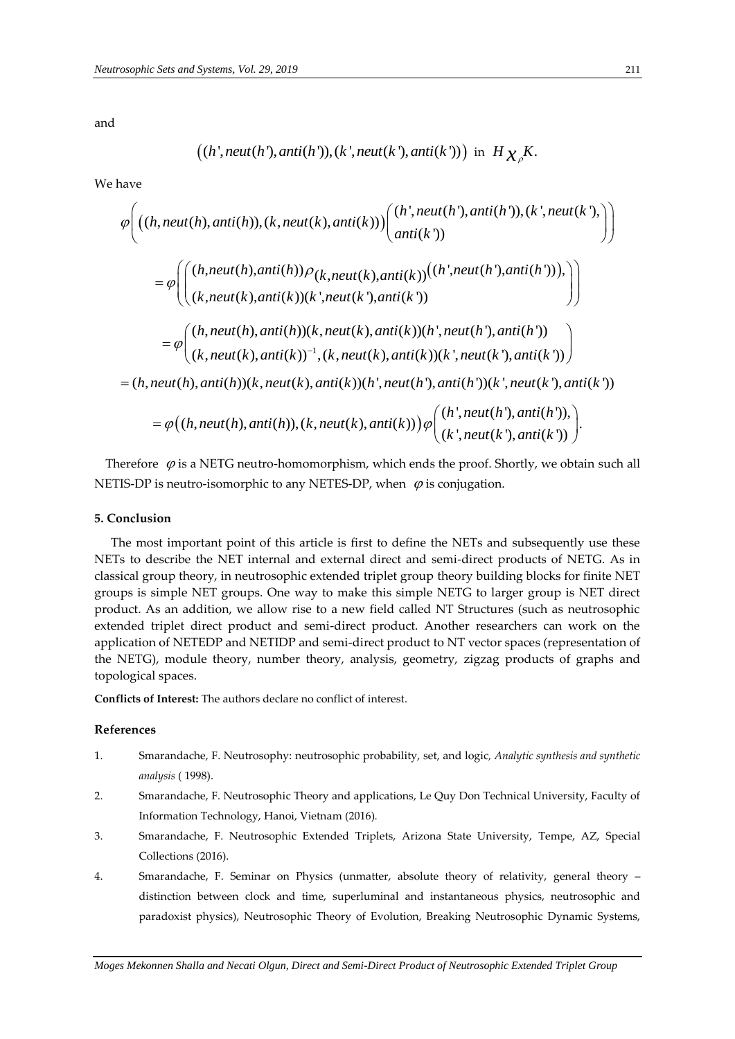and

$$\left((h', neut(h'), anti(h')), (k', neut(k'), anti(k'))\right) \text{ in } H\chi_{\rho}K.$$

We have

$$\varphi\left(\left((h, neut(h), anti(h)), (k, neut(k), anti(k))\right)\begin{pmatrix}(h', neut(h'), anti(h')), (k', neut(k'),\\ anti(k'))\end{pmatrix}\right)$$

$$= \varphi\left(\begin{pmatrix}(h, neut(h), anti(h))\rho_{(k, neut(k), anti(k))}\left((h', neut(h'), anti(h'))\right),\\ (k, neut(k), anti(k))(k', neut(k'), anti(k'))\end{pmatrix}\right)$$

$$= \varphi\begin{pmatrix}(h, neut(h), anti(h))(k, neut(k), anti(k))(h', neut(h'), anti(h'))\\ (k, neut(k), anti(k))^{-1}, (k, neut(k), anti(k))(k', neut(k'), anti(k'))\end{pmatrix}$$

$$= (h, neut(h), anti(h))(k, neut(k), anti(k))(h', neut(h'), anti(h'))(k', neut(k'), anti(k'))$$

$$= \varphi\left((h, neut(h), anti(h)), (k, neut(k), anti(k))\right)\varphi\begin{pmatrix}(h', neut(h'), anti(h')),\\ (k', neut(k'), anti(k'))\end{pmatrix}.$$

Therefore $\varphi$ is a NETG neutro-homomorphism, which ends the proof. Shortly, we obtain such all NETIS-DP is neutro-isomorphic to any NETES-DP, when $\varphi$ is conjugation.

## 5. Conclusion

The most important point of this article is first to define the NETs and subsequently use these NETs to describe the NET internal and external direct and semi-direct products of NETG. As in classical group theory, in neutrosophic extended triplet group theory building blocks for finite NET groups is simple NET groups. One way to make this simple NETG to larger group is NET direct product. As an addition, we allow rise to a new field called NT Structures (such as neutrosophic extended triplet direct product and semi-direct product. Another researchers can work on the application of NETEDP and NETIDP and semi-direct product to NT vector spaces (representation of the NETG), module theory, number theory, analysis, geometry, zigzag products of graphs and topological spaces.

**Conflicts of Interest:** The authors declare no conflict of interest.

## References

1. Smarandache, F. Neutrosophy: neutrosophic probability, set, and logic, *Analytic synthesis and synthetic analysis* ( 1998).
2. Smarandache, F. Neutrosophic Theory and applications, Le Quy Don Technical University, Faculty of Information Technology, Hanoi, Vietnam (2016).
3. Smarandache, F. Neutrosophic Extended Triplets, Arizona State University, Tempe, AZ, Special Collections (2016).
4. Smarandache, F. Seminar on Physics (unmatter, absolute theory of relativity, general theory – distinction between clock and time, superluminal and instantaneous physics, neutrosophic and paradoxist physics), Neutrosophic Theory of Evolution, Breaking Neutrosophic Dynamic Systems,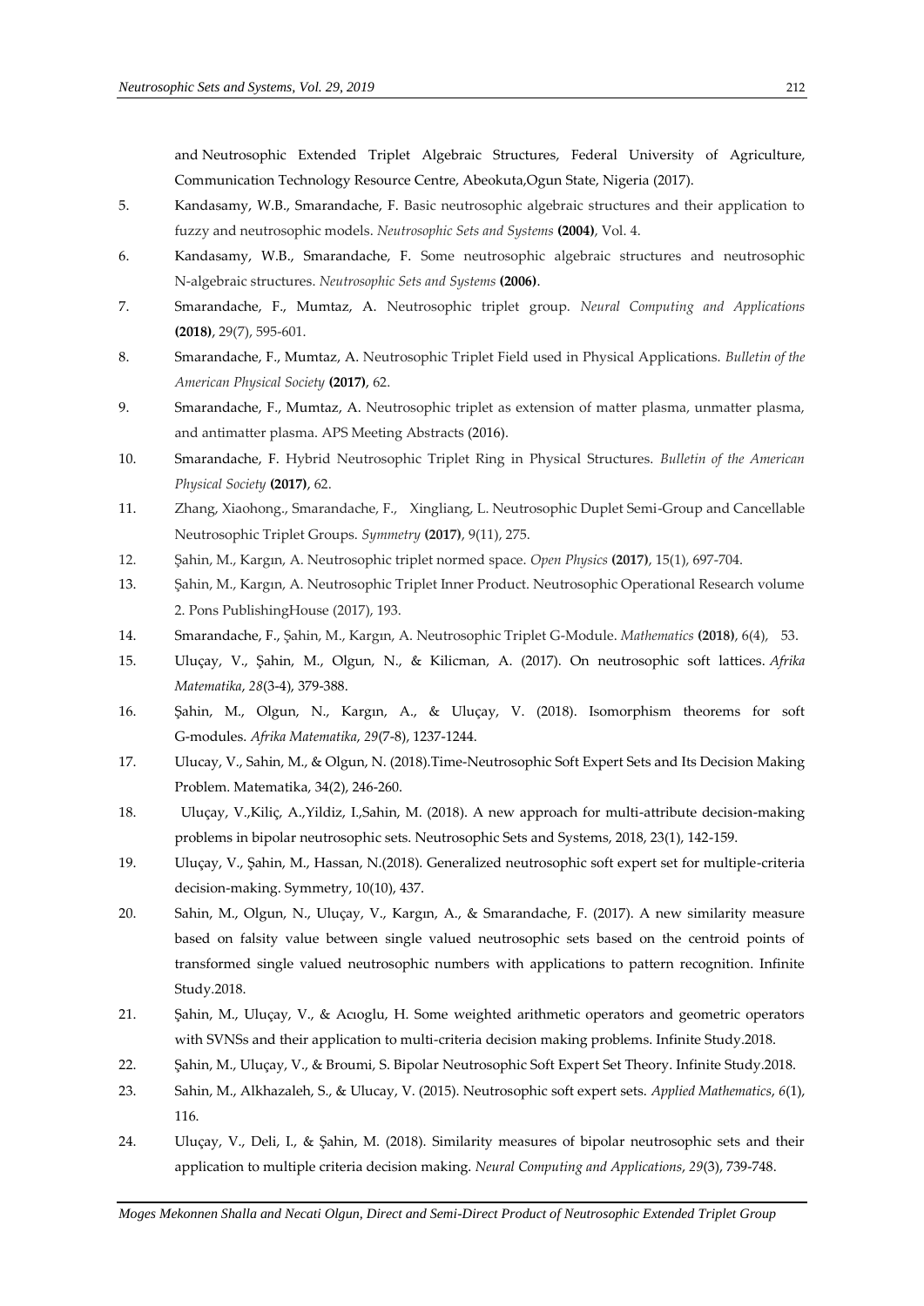and Neutrosophic Extended Triplet Algebraic Structures, Federal University of Agriculture, Communication Technology Resource Centre, Abeokuta,Ogun State, Nigeria (2017).

5. Kandasamy, W.B., Smarandache, F. Basic neutrosophic algebraic structures and their application to fuzzy and neutrosophic models. *Neutrosophic Sets and Systems* **(2004)**, Vol. 4.
6. Kandasamy, W.B., Smarandache, F. Some neutrosophic algebraic structures and neutrosophic N-algebraic structures. *Neutrosophic Sets and Systems* **(2006)**.
7. Smarandache, F., Mumtaz, A. Neutrosophic triplet group. *Neural Computing and Applications* **(2018)**, 29(7), 595-601.
8. Smarandache, F., Mumtaz, A. Neutrosophic Triplet Field used in Physical Applications. *Bulletin of the American Physical Society* **(2017)**, 62.
9. Smarandache, F., Mumtaz, A. Neutrosophic triplet as extension of matter plasma, unmatter plasma, and antimatter plasma. APS Meeting Abstracts (2016).
10. Smarandache, F. Hybrid Neutrosophic Triplet Ring in Physical Structures. *Bulletin of the American Physical Society* **(2017)**, 62.
11. Zhang, Xiaohong., Smarandache, F., Xingliang, L. Neutrosophic Duplet Semi-Group and Cancellable Neutrosophic Triplet Groups. *Symmetry* **(2017)**, 9(11), 275.
12. Şahin, M., Kargın, A. Neutrosophic triplet normed space. *Open Physics* **(2017)**, 15(1), 697-704.
13. Şahin, M., Kargın, A. Neutrosophic Triplet Inner Product. Neutrosophic Operational Research volume 2. Pons PublishingHouse (2017), 193.
14. Smarandache, F., Şahin, M., Kargın, A. Neutrosophic Triplet G-Module. *Mathematics* **(2018)**, 6(4), 53.
15. Uluçay, V., Şahin, M., Olgun, N., & Kilicman, A. (2017). On neutrosophic soft lattices. *Afrika Matematika*, *28*(3-4), 379-388.
16. Şahin, M., Olgun, N., Kargın, A., & Uluçay, V. (2018). Isomorphism theorems for soft G-modules. *Afrika Matematika*, *29*(7-8), 1237-1244.
17. Ulucay, V., Sahin, M., & Olgun, N. (2018).Time-Neutrosophic Soft Expert Sets and Its Decision Making Problem. Matematika, 34(2), 246-260.
18. Uluçay, V.,Kiliç, A.,Yildiz, I.,Sahin, M. (2018). A new approach for multi-attribute decision-making problems in bipolar neutrosophic sets. Neutrosophic Sets and Systems, 2018, 23(1), 142-159.
19. Uluçay, V., Şahin, M., Hassan, N.(2018). Generalized neutrosophic soft expert set for multiple-criteria decision-making. Symmetry, 10(10), 437.
20. Sahin, M., Olgun, N., Uluçay, V., Kargın, A., & Smarandache, F. (2017). A new similarity measure based on falsity value between single valued neutrosophic sets based on the centroid points of transformed single valued neutrosophic numbers with applications to pattern recognition. Infinite Study.2018.
21. Şahin, M., Uluçay, V., & Acıoglu, H. Some weighted arithmetic operators and geometric operators with SVNSs and their application to multi-criteria decision making problems. Infinite Study.2018.
22. Şahin, M., Uluçay, V., & Broumi, S. Bipolar Neutrosophic Soft Expert Set Theory. Infinite Study.2018.
23. Sahin, M., Alkhazaleh, S., & Ulucay, V. (2015). Neutrosophic soft expert sets. *Applied Mathematics*, *6*(1), 116.
24. Uluçay, V., Deli, I., & Şahin, M. (2018). Similarity measures of bipolar neutrosophic sets and their application to multiple criteria decision making. *Neural Computing and Applications*, *29*(3), 739-748.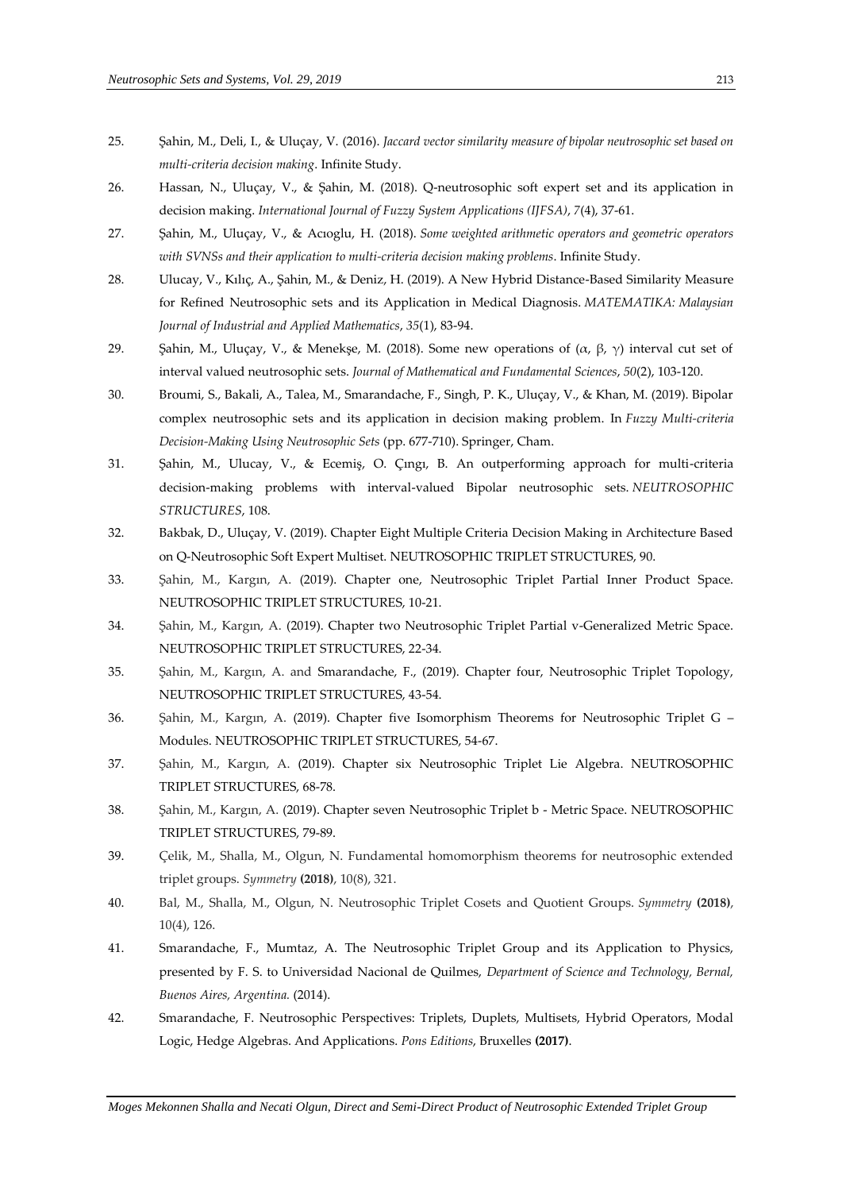25. Şahin, M., Deli, I., & Uluçay, V. (2016). *Jaccard vector similarity measure of bipolar neutrosophic set based on multi-criteria decision making*. Infinite Study.
26. Hassan, N., Uluçay, V., & Şahin, M. (2018). Q-neutrosophic soft expert set and its application in decision making. *International Journal of Fuzzy System Applications (IJFSA)*, *7*(4), 37-61.
27. Şahin, M., Uluçay, V., & Acıoglu, H. (2018). *Some weighted arithmetic operators and geometric operators with SVNSs and their application to multi-criteria decision making problems*. Infinite Study.
28. Ulucay, V., Kılıç, A., Şahin, M., & Deniz, H. (2019). A New Hybrid Distance-Based Similarity Measure for Refined Neutrosophic sets and its Application in Medical Diagnosis. *MATEMATIKA: Malaysian Journal of Industrial and Applied Mathematics*, *35*(1), 83-94.
29. Şahin, M., Uluçay, V., & Menekşe, M. (2018). Some new operations of (α, β, γ) interval cut set of interval valued neutrosophic sets. *Journal of Mathematical and Fundamental Sciences*, *50*(2), 103-120.
30. Broumi, S., Bakali, A., Talea, M., Smarandache, F., Singh, P. K., Uluçay, V., & Khan, M. (2019). Bipolar complex neutrosophic sets and its application in decision making problem. In *Fuzzy Multi-criteria Decision-Making Using Neutrosophic Sets* (pp. 677-710). Springer, Cham.
31. Şahin, M., Ulucay, V., & Ecemiş, O. Çıngı, B. An outperforming approach for multi-criteria decision-making problems with interval-valued Bipolar neutrosophic sets. *NEUTROSOPHIC STRUCTURES*, 108.
32. Bakbak, D., Uluçay, V. (2019). Chapter Eight Multiple Criteria Decision Making in Architecture Based on Q-Neutrosophic Soft Expert Multiset. NEUTROSOPHIC TRIPLET STRUCTURES, 90.
33. Şahin, M., Kargın, A. (2019). Chapter one, Neutrosophic Triplet Partial Inner Product Space. NEUTROSOPHIC TRIPLET STRUCTURES, 10-21.
34. Şahin, M., Kargın, A. (2019). Chapter two Neutrosophic Triplet Partial v-Generalized Metric Space. NEUTROSOPHIC TRIPLET STRUCTURES, 22-34.
35. Şahin, M., Kargın, A. and Smarandache, F., (2019). Chapter four, Neutrosophic Triplet Topology, NEUTROSOPHIC TRIPLET STRUCTURES, 43-54.
36. Şahin, M., Kargın, A. (2019). Chapter five Isomorphism Theorems for Neutrosophic Triplet G – Modules. NEUTROSOPHIC TRIPLET STRUCTURES, 54-67.
37. Şahin, M., Kargın, A. (2019). Chapter six Neutrosophic Triplet Lie Algebra. NEUTROSOPHIC TRIPLET STRUCTURES, 68-78.
38. Şahin, M., Kargın, A. (2019). Chapter seven Neutrosophic Triplet b - Metric Space. NEUTROSOPHIC TRIPLET STRUCTURES, 79-89.
39. Çelik, M., Shalla, M., Olgun, N. Fundamental homomorphism theorems for neutrosophic extended triplet groups. *Symmetry* **(2018)**, 10(8), 321.
40. Bal, M., Shalla, M., Olgun, N. Neutrosophic Triplet Cosets and Quotient Groups. *Symmetry* **(2018)**, 10(4), 126.
41. Smarandache, F., Mumtaz, A. The Neutrosophic Triplet Group and its Application to Physics, presented by F. S. to Universidad Nacional de Quilmes, *Department of Science and Technology, Bernal, Buenos Aires, Argentina.* (2014).
42. Smarandache, F. Neutrosophic Perspectives: Triplets, Duplets, Multisets, Hybrid Operators, Modal Logic, Hedge Algebras. And Applications. *Pons Editions*, Bruxelles **(2017)**.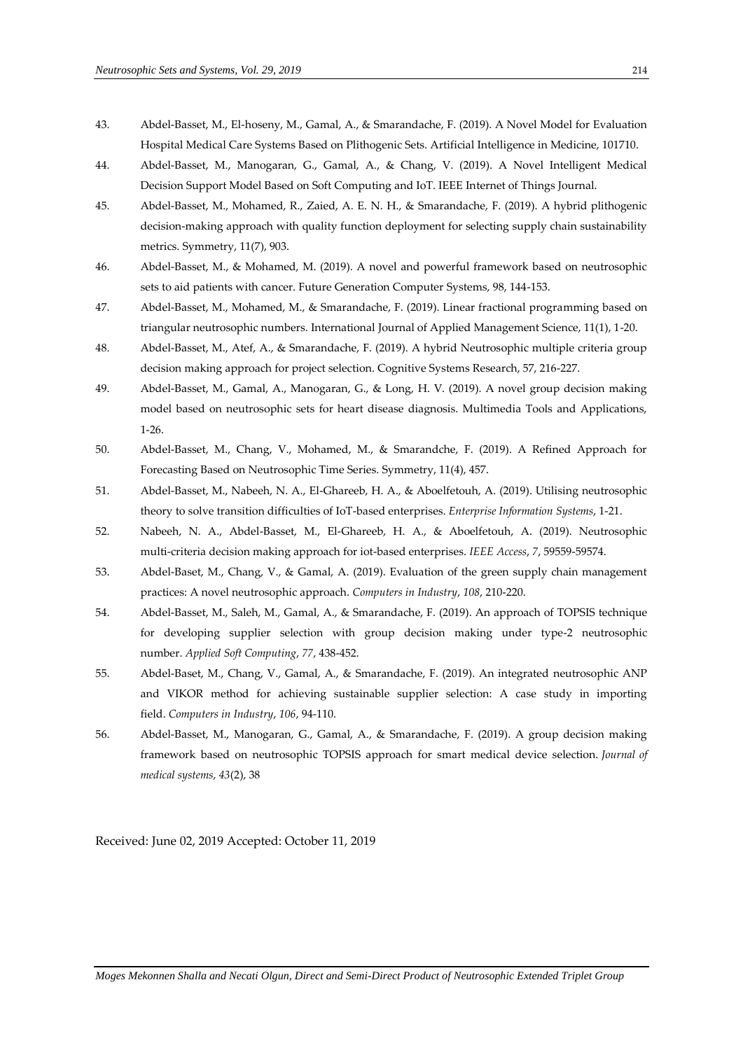43. Abdel-Basset, M., El-hoseny, M., Gamal, A., & Smarandache, F. (2019). A Novel Model for Evaluation Hospital Medical Care Systems Based on Plithogenic Sets. Artificial Intelligence in Medicine, 101710.
44. Abdel-Basset, M., Manogaran, G., Gamal, A., & Chang, V. (2019). A Novel Intelligent Medical Decision Support Model Based on Soft Computing and IoT. IEEE Internet of Things Journal.
45. Abdel-Basset, M., Mohamed, R., Zaied, A. E. N. H., & Smarandache, F. (2019). A hybrid plithogenic decision-making approach with quality function deployment for selecting supply chain sustainability metrics. Symmetry, 11(7), 903.
46. Abdel-Basset, M., & Mohamed, M. (2019). A novel and powerful framework based on neutrosophic sets to aid patients with cancer. Future Generation Computer Systems, 98, 144-153.
47. Abdel-Basset, M., Mohamed, M., & Smarandache, F. (2019). Linear fractional programming based on triangular neutrosophic numbers. International Journal of Applied Management Science, 11(1), 1-20.
48. Abdel-Basset, M., Atef, A., & Smarandache, F. (2019). A hybrid Neutrosophic multiple criteria group decision making approach for project selection. Cognitive Systems Research, 57, 216-227.
49. Abdel-Basset, M., Gamal, A., Manogaran, G., & Long, H. V. (2019). A novel group decision making model based on neutrosophic sets for heart disease diagnosis. Multimedia Tools and Applications, 1-26.
50. Abdel-Basset, M., Chang, V., Mohamed, M., & Smarandche, F. (2019). A Refined Approach for Forecasting Based on Neutrosophic Time Series. Symmetry, 11(4), 457.
51. Abdel-Basset, M., Nabeeh, N. A., El-Ghareeb, H. A., & Aboelfetouh, A. (2019). Utilising neutrosophic theory to solve transition difficulties of IoT-based enterprises. *Enterprise Information Systems*, 1-21.
52. Nabeeh, N. A., Abdel-Basset, M., El-Ghareeb, H. A., & Aboelfetouh, A. (2019). Neutrosophic multi-criteria decision making approach for iot-based enterprises. *IEEE Access*, *7*, 59559-59574.
53. Abdel-Baset, M., Chang, V., & Gamal, A. (2019). Evaluation of the green supply chain management practices: A novel neutrosophic approach. *Computers in Industry*, *108*, 210-220.
54. Abdel-Basset, M., Saleh, M., Gamal, A., & Smarandache, F. (2019). An approach of TOPSIS technique for developing supplier selection with group decision making under type-2 neutrosophic number. *Applied Soft Computing*, *77*, 438-452.
55. Abdel-Baset, M., Chang, V., Gamal, A., & Smarandache, F. (2019). An integrated neutrosophic ANP and VIKOR method for achieving sustainable supplier selection: A case study in importing field. *Computers in Industry*, *106*, 94-110.
56. Abdel-Basset, M., Manogaran, G., Gamal, A., & Smarandache, F. (2019). A group decision making framework based on neutrosophic TOPSIS approach for smart medical device selection. *Journal of medical systems*, *43*(2), 38

Received: June 02, 2019 Accepted: October 11, 2019